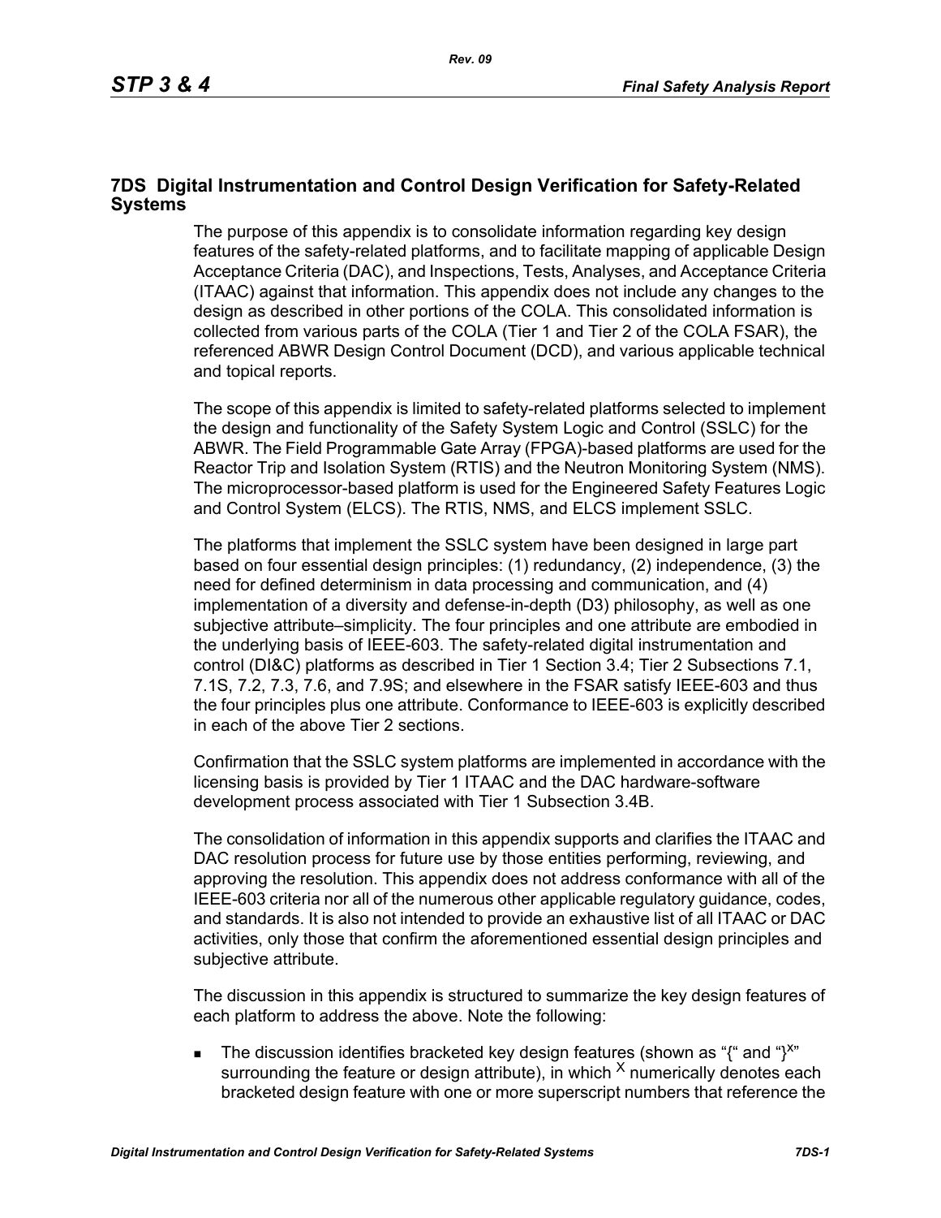# 7DS Digital Instrumentation and Control Design Verification for Safety-Related Systems

The purpose of this appendix is to consolidate information regarding key design features of the safety-related platforms, and to facilitate mapping of applicable Design Acceptance Criteria (DAC), and Inspections, Tests, Analyses, and Acceptance Criteria (ITAAC) against that information. This appendix does not include any changes to the design as described in other portions of the COLA. This consolidated information is collected from various parts of the COLA (Tier 1 and Tier 2 of the COLA FSAR), the referenced ABWR Design Control Document (DCD), and various applicable technical and topical reports.

The scope of this appendix is limited to safety-related platforms selected to implement the design and functionality of the Safety System Logic and Control (SSLC) for the ABWR. The Field Programmable Gate Array (FPGA)-based platforms are used for the Reactor Trip and Isolation System (RTIS) and the Neutron Monitoring System (NMS). The microprocessor-based platform is used for the Engineered Safety Features Logic and Control System (ELCS). The RTIS, NMS, and ELCS implement SSLC.

The platforms that implement the SSLC system have been designed in large part based on four essential design principles: (1) redundancy, (2) independence, (3) the need for defined determinism in data processing and communication, and (4) implementation of a diversity and defense-in-depth (D3) philosophy, as well as one subjective attribute–simplicity. The four principles and one attribute are embodied in the underlying basis of IEEE-603. The safety-related digital instrumentation and control (DI&C) platforms as described in Tier 1 Section 3.4; Tier 2 Subsections 7.1, 7.1S, 7.2, 7.3, 7.6, and 7.9S; and elsewhere in the FSAR satisfy IEEE-603 and thus the four principles plus one attribute. Conformance to IEEE-603 is explicitly described in each of the above Tier 2 sections.

Confirmation that the SSLC system platforms are implemented in accordance with the licensing basis is provided by Tier 1 ITAAC and the DAC hardware-software development process associated with Tier 1 Subsection 3.4B.

The consolidation of information in this appendix supports and clarifies the ITAAC and DAC resolution process for future use by those entities performing, reviewing, and approving the resolution. This appendix does not address conformance with all of the IEEE-603 criteria nor all of the numerous other applicable regulatory guidance, codes, and standards. It is also not intended to provide an exhaustive list of all ITAAC or DAC activities, only those that confirm the aforementioned essential design principles and subjective attribute.

The discussion in this appendix is structured to summarize the key design features of each platform to address the above. Note the following:

- The discussion identifies bracketed key design features (shown as "{" and "}$^{X}$" surrounding the feature or design attribute), in which $^{X}$ numerically denotes each bracketed design feature with one or more superscript numbers that reference the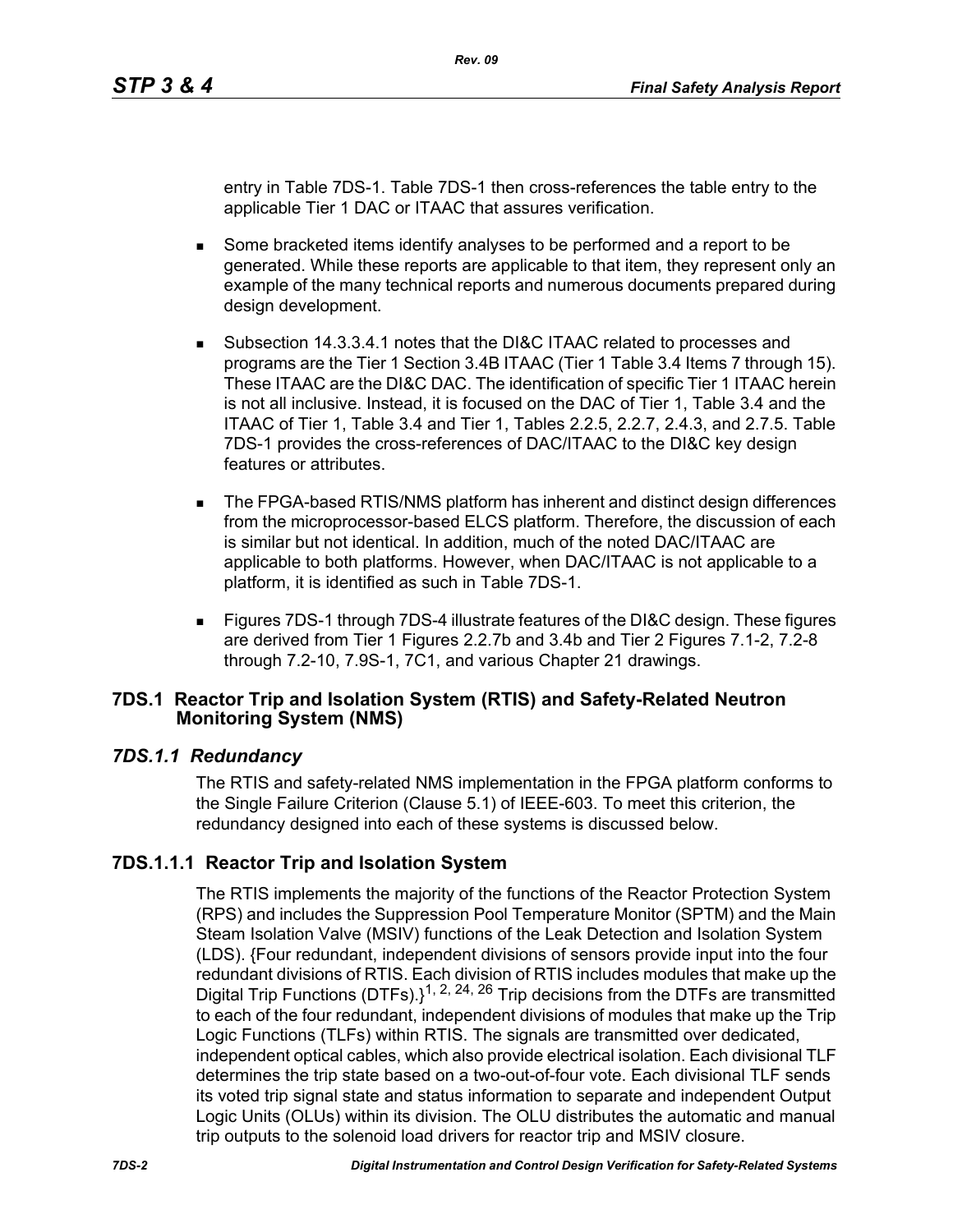entry in Table 7DS-1. Table 7DS-1 then cross-references the table entry to the applicable Tier 1 DAC or ITAAC that assures verification.

- Some bracketed items identify analyses to be performed and a report to be generated. While these reports are applicable to that item, they represent only an example of the many technical reports and numerous documents prepared during design development.
- Subsection 14.3.3.4.1 notes that the DI&C ITAAC related to processes and programs are the Tier 1 Section 3.4B ITAAC (Tier 1 Table 3.4 Items 7 through 15). These ITAAC are the DI&C DAC. The identification of specific Tier 1 ITAAC herein is not all inclusive. Instead, it is focused on the DAC of Tier 1, Table 3.4 and the ITAAC of Tier 1, Table 3.4 and Tier 1, Tables 2.2.5, 2.2.7, 2.4.3, and 2.7.5. Table 7DS-1 provides the cross-references of DAC/ITAAC to the DI&C key design features or attributes.
- The FPGA-based RTIS/NMS platform has inherent and distinct design differences from the microprocessor-based ELCS platform. Therefore, the discussion of each is similar but not identical. In addition, much of the noted DAC/ITAAC are applicable to both platforms. However, when DAC/ITAAC is not applicable to a platform, it is identified as such in Table 7DS-1.
- Figures 7DS-1 through 7DS-4 illustrate features of the DI&C design. These figures are derived from Tier 1 Figures 2.2.7b and 3.4b and Tier 2 Figures 7.1-2, 7.2-8 through 7.2-10, 7.9S-1, 7C1, and various Chapter 21 drawings.

## 7DS.1 Reactor Trip and Isolation System (RTIS) and Safety-Related Neutron Monitoring System (NMS)

### *7DS.1.1 Redundancy*

The RTIS and safety-related NMS implementation in the FPGA platform conforms to the Single Failure Criterion (Clause 5.1) of IEEE-603. To meet this criterion, the redundancy designed into each of these systems is discussed below.

#### 7DS.1.1.1 Reactor Trip and Isolation System

The RTIS implements the majority of the functions of the Reactor Protection System (RPS) and includes the Suppression Pool Temperature Monitor (SPTM) and the Main Steam Isolation Valve (MSIV) functions of the Leak Detection and Isolation System (LDS). {Four redundant, independent divisions of sensors provide input into the four redundant divisions of RTIS. Each division of RTIS includes modules that make up the Digital Trip Functions (DTFs).}[1, 2, 24, 26] Trip decisions from the DTFs are transmitted to each of the four redundant, independent divisions of modules that make up the Trip Logic Functions (TLFs) within RTIS. The signals are transmitted over dedicated, independent optical cables, which also provide electrical isolation. Each divisional TLF determines the trip state based on a two-out-of-four vote. Each divisional TLF sends its voted trip signal state and status information to separate and independent Output Logic Units (OLUs) within its division. The OLU distributes the automatic and manual trip outputs to the solenoid load drivers for reactor trip and MSIV closure.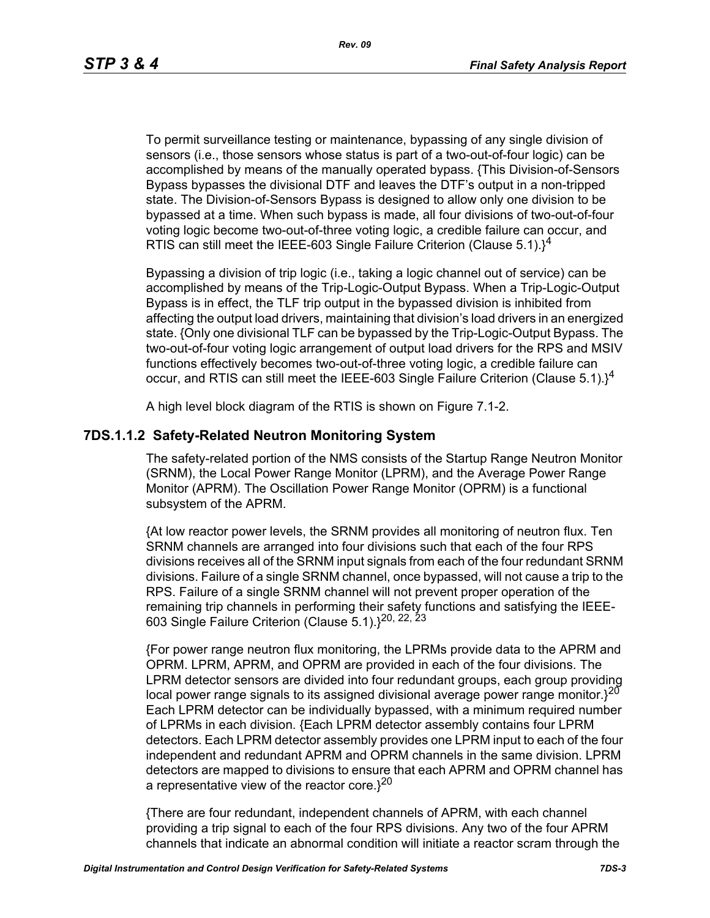To permit surveillance testing or maintenance, bypassing of any single division of sensors (i.e., those sensors whose status is part of a two-out-of-four logic) can be accomplished by means of the manually operated bypass. {This Division-of-Sensors Bypass bypasses the divisional DTF and leaves the DTF's output in a non-tripped state. The Division-of-Sensors Bypass is designed to allow only one division to be bypassed at a time. When such bypass is made, all four divisions of two-out-of-four voting logic become two-out-of-three voting logic, a credible failure can occur, and RTIS can still meet the IEEE-603 Single Failure Criterion (Clause 5.1).}[4]

Bypassing a division of trip logic (i.e., taking a logic channel out of service) can be accomplished by means of the Trip-Logic-Output Bypass. When a Trip-Logic-Output Bypass is in effect, the TLF trip output in the bypassed division is inhibited from affecting the output load drivers, maintaining that division's load drivers in an energized state. {Only one divisional TLF can be bypassed by the Trip-Logic-Output Bypass. The two-out-of-four voting logic arrangement of output load drivers for the RPS and MSIV functions effectively becomes two-out-of-three voting logic, a credible failure can occur, and RTIS can still meet the IEEE-603 Single Failure Criterion (Clause 5.1).}[4]

A high level block diagram of the RTIS is shown on Figure 7.1-2.

### 7DS.1.1.2 Safety-Related Neutron Monitoring System

The safety-related portion of the NMS consists of the Startup Range Neutron Monitor (SRNM), the Local Power Range Monitor (LPRM), and the Average Power Range Monitor (APRM). The Oscillation Power Range Monitor (OPRM) is a functional subsystem of the APRM.

{At low reactor power levels, the SRNM provides all monitoring of neutron flux. Ten SRNM channels are arranged into four divisions such that each of the four RPS divisions receives all of the SRNM input signals from each of the four redundant SRNM divisions. Failure of a single SRNM channel, once bypassed, will not cause a trip to the RPS. Failure of a single SRNM channel will not prevent proper operation of the remaining trip channels in performing their safety functions and satisfying the IEEE-603 Single Failure Criterion (Clause 5.1).}[20, 22, 23]

{For power range neutron flux monitoring, the LPRMs provide data to the APRM and OPRM. LPRM, APRM, and OPRM are provided in each of the four divisions. The LPRM detector sensors are divided into four redundant groups, each group providing local power range signals to its assigned divisional average power range monitor.}[20] Each LPRM detector can be individually bypassed, with a minimum required number of LPRMs in each division. {Each LPRM detector assembly contains four LPRM detectors. Each LPRM detector assembly provides one LPRM input to each of the four independent and redundant APRM and OPRM channels in the same division. LPRM detectors are mapped to divisions to ensure that each APRM and OPRM channel has a representative view of the reactor core.}[20]

{There are four redundant, independent channels of APRM, with each channel providing a trip signal to each of the four RPS divisions. Any two of the four APRM channels that indicate an abnormal condition will initiate a reactor scram through the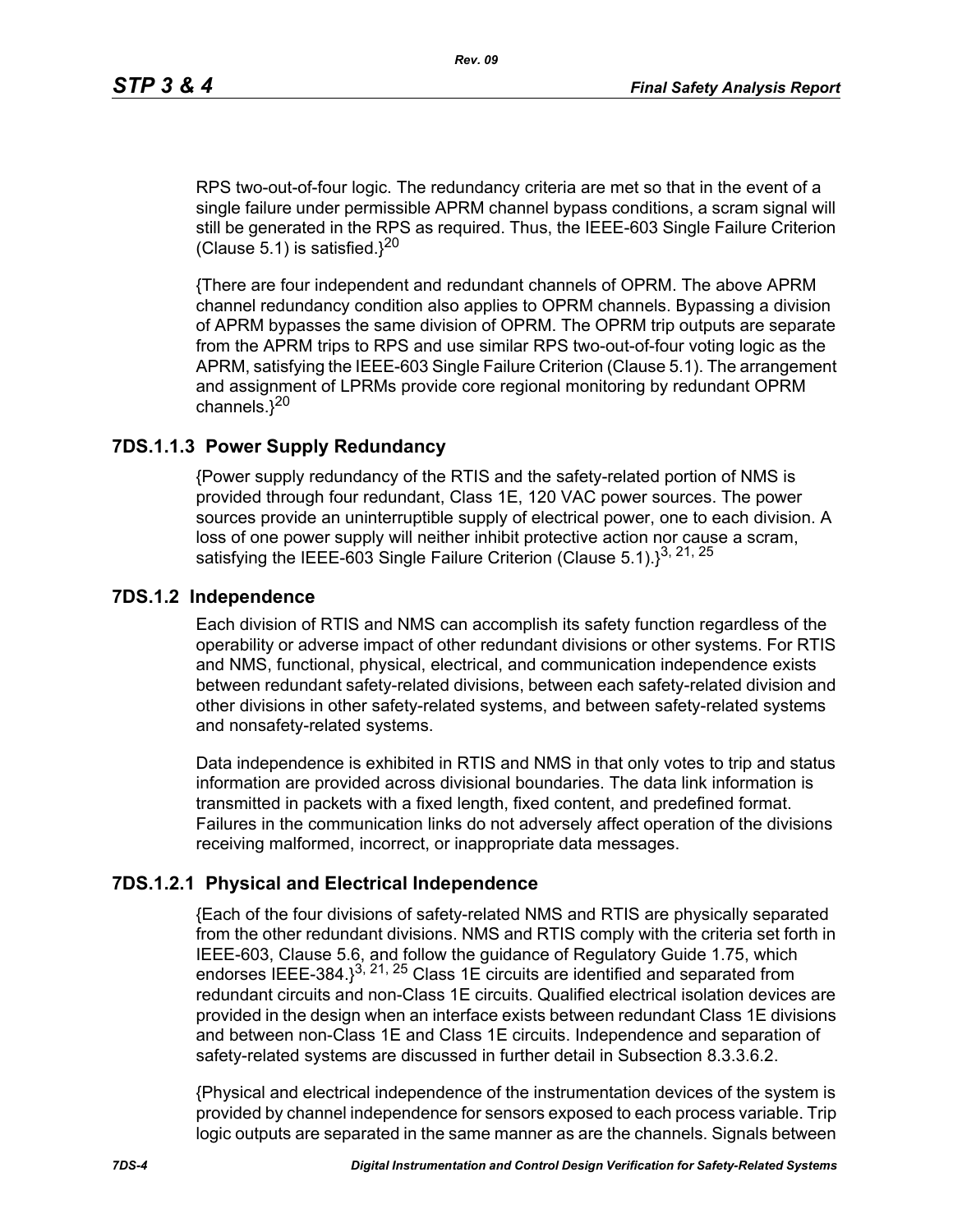RPS two-out-of-four logic. The redundancy criteria are met so that in the event of a single failure under permissible APRM channel bypass conditions, a scram signal will still be generated in the RPS as required. Thus, the IEEE-603 Single Failure Criterion (Clause 5.1) is satisfied.}[20]

{There are four independent and redundant channels of OPRM. The above APRM channel redundancy condition also applies to OPRM channels. Bypassing a division of APRM bypasses the same division of OPRM. The OPRM trip outputs are separate from the APRM trips to RPS and use similar RPS two-out-of-four voting logic as the APRM, satisfying the IEEE-603 Single Failure Criterion (Clause 5.1). The arrangement and assignment of LPRMs provide core regional monitoring by redundant OPRM channels.}[20]

### 7DS.1.1.3 Power Supply Redundancy

{Power supply redundancy of the RTIS and the safety-related portion of NMS is provided through four redundant, Class 1E, 120 VAC power sources. The power sources provide an uninterruptible supply of electrical power, one to each division. A loss of one power supply will neither inhibit protective action nor cause a scram, satisfying the IEEE-603 Single Failure Criterion (Clause 5.1).}[3, 21, 25]

## 7DS.1.2 Independence

Each division of RTIS and NMS can accomplish its safety function regardless of the operability or adverse impact of other redundant divisions or other systems. For RTIS and NMS, functional, physical, electrical, and communication independence exists between redundant safety-related divisions, between each safety-related division and other divisions in other safety-related systems, and between safety-related systems and nonsafety-related systems.

Data independence is exhibited in RTIS and NMS in that only votes to trip and status information are provided across divisional boundaries. The data link information is transmitted in packets with a fixed length, fixed content, and predefined format. Failures in the communication links do not adversely affect operation of the divisions receiving malformed, incorrect, or inappropriate data messages.

### 7DS.1.2.1 Physical and Electrical Independence

{Each of the four divisions of safety-related NMS and RTIS are physically separated from the other redundant divisions. NMS and RTIS comply with the criteria set forth in IEEE-603, Clause 5.6, and follow the guidance of Regulatory Guide 1.75, which endorses IEEE-384.}[3, 21, 25] Class 1E circuits are identified and separated from redundant circuits and non-Class 1E circuits. Qualified electrical isolation devices are provided in the design when an interface exists between redundant Class 1E divisions and between non-Class 1E and Class 1E circuits. Independence and separation of safety-related systems are discussed in further detail in Subsection 8.3.3.6.2.

{Physical and electrical independence of the instrumentation devices of the system is provided by channel independence for sensors exposed to each process variable. Trip logic outputs are separated in the same manner as are the channels. Signals between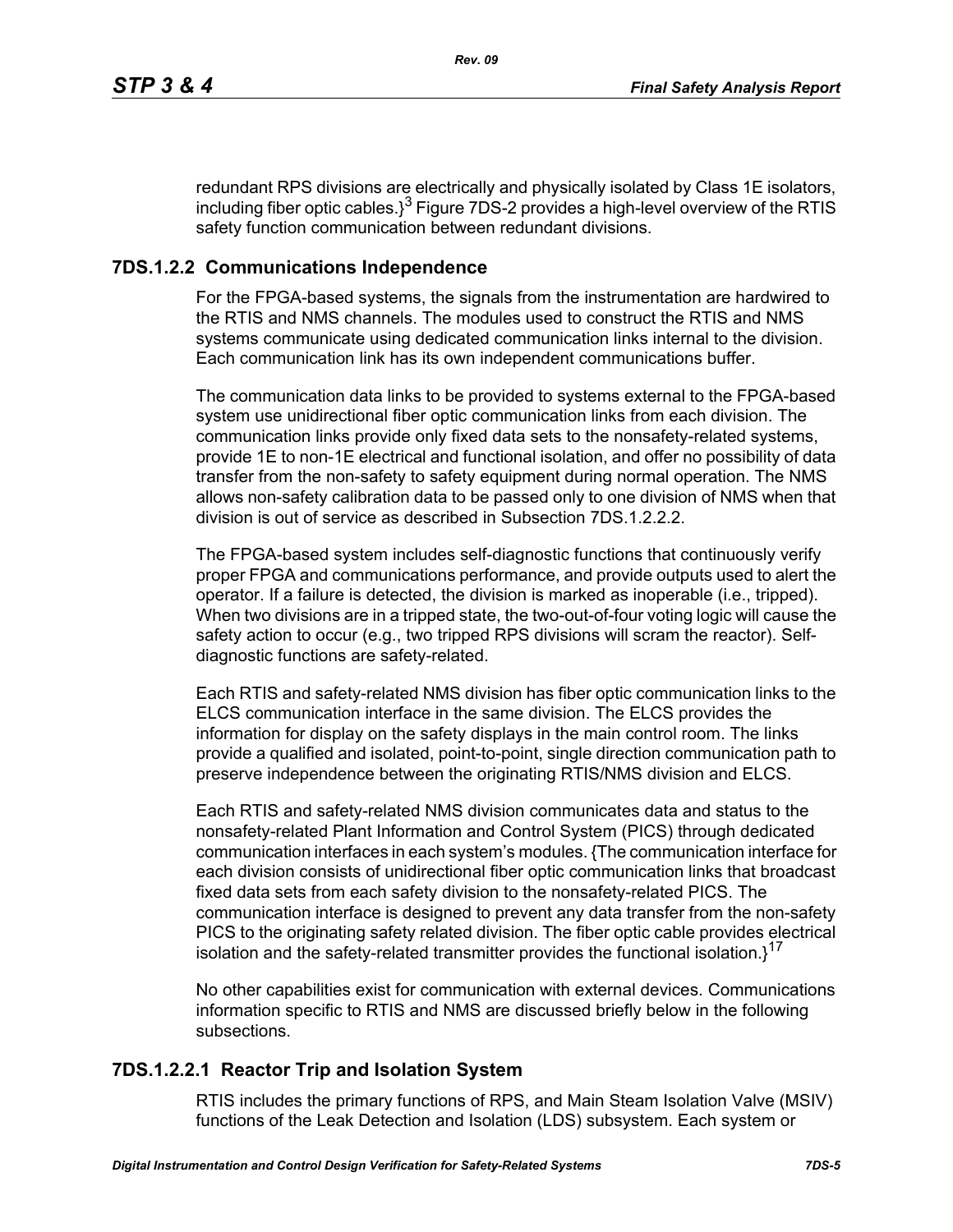redundant RPS divisions are electrically and physically isolated by Class 1E isolators, including fiber optic cables.}[3] Figure 7DS-2 provides a high-level overview of the RTIS safety function communication between redundant divisions.

### 7DS.1.2.2 Communications Independence

For the FPGA-based systems, the signals from the instrumentation are hardwired to the RTIS and NMS channels. The modules used to construct the RTIS and NMS systems communicate using dedicated communication links internal to the division. Each communication link has its own independent communications buffer.

The communication data links to be provided to systems external to the FPGA-based system use unidirectional fiber optic communication links from each division. The communication links provide only fixed data sets to the nonsafety-related systems, provide 1E to non-1E electrical and functional isolation, and offer no possibility of data transfer from the non-safety to safety equipment during normal operation. The NMS allows non-safety calibration data to be passed only to one division of NMS when that division is out of service as described in Subsection 7DS.1.2.2.2.

The FPGA-based system includes self-diagnostic functions that continuously verify proper FPGA and communications performance, and provide outputs used to alert the operator. If a failure is detected, the division is marked as inoperable (i.e., tripped). When two divisions are in a tripped state, the two-out-of-four voting logic will cause the safety action to occur (e.g., two tripped RPS divisions will scram the reactor). Self-diagnostic functions are safety-related.

Each RTIS and safety-related NMS division has fiber optic communication links to the ELCS communication interface in the same division. The ELCS provides the information for display on the safety displays in the main control room. The links provide a qualified and isolated, point-to-point, single direction communication path to preserve independence between the originating RTIS/NMS division and ELCS.

Each RTIS and safety-related NMS division communicates data and status to the nonsafety-related Plant Information and Control System (PICS) through dedicated communication interfaces in each system's modules. {The communication interface for each division consists of unidirectional fiber optic communication links that broadcast fixed data sets from each safety division to the nonsafety-related PICS. The communication interface is designed to prevent any data transfer from the non-safety PICS to the originating safety related division. The fiber optic cable provides electrical isolation and the safety-related transmitter provides the functional isolation.}[17]

No other capabilities exist for communication with external devices. Communications information specific to RTIS and NMS are discussed briefly below in the following subsections.

#### 7DS.1.2.2.1 Reactor Trip and Isolation System

RTIS includes the primary functions of RPS, and Main Steam Isolation Valve (MSIV) functions of the Leak Detection and Isolation (LDS) subsystem. Each system or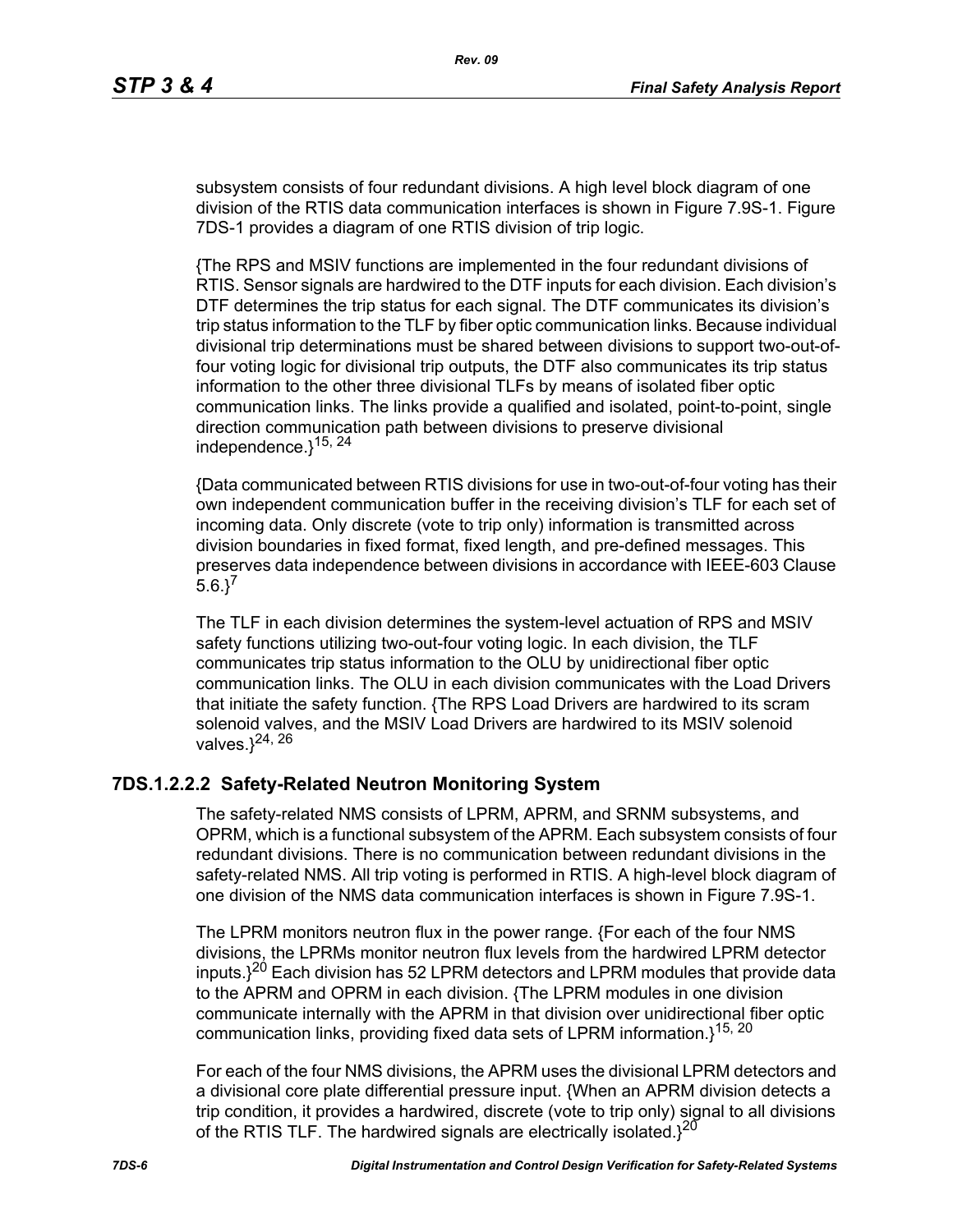subsystem consists of four redundant divisions. A high level block diagram of one division of the RTIS data communication interfaces is shown in Figure 7.9S-1. Figure 7DS-1 provides a diagram of one RTIS division of trip logic.

{The RPS and MSIV functions are implemented in the four redundant divisions of RTIS. Sensor signals are hardwired to the DTF inputs for each division. Each division's DTF determines the trip status for each signal. The DTF communicates its division's trip status information to the TLF by fiber optic communication links. Because individual divisional trip determinations must be shared between divisions to support two-out-of-four voting logic for divisional trip outputs, the DTF also communicates its trip status information to the other three divisional TLFs by means of isolated fiber optic communication links. The links provide a qualified and isolated, point-to-point, single direction communication path between divisions to preserve divisional independence.}[15, 24]

{Data communicated between RTIS divisions for use in two-out-of-four voting has their own independent communication buffer in the receiving division's TLF for each set of incoming data. Only discrete (vote to trip only) information is transmitted across division boundaries in fixed format, fixed length, and pre-defined messages. This preserves data independence between divisions in accordance with IEEE-603 Clause 5.6.}[7]

The TLF in each division determines the system-level actuation of RPS and MSIV safety functions utilizing two-out-four voting logic. In each division, the TLF communicates trip status information to the OLU by unidirectional fiber optic communication links. The OLU in each division communicates with the Load Drivers that initiate the safety function. {The RPS Load Drivers are hardwired to its scram solenoid valves, and the MSIV Load Drivers are hardwired to its MSIV solenoid valves.}[24, 26]

### 7DS.1.2.2.2 Safety-Related Neutron Monitoring System

The safety-related NMS consists of LPRM, APRM, and SRNM subsystems, and OPRM, which is a functional subsystem of the APRM. Each subsystem consists of four redundant divisions. There is no communication between redundant divisions in the safety-related NMS. All trip voting is performed in RTIS. A high-level block diagram of one division of the NMS data communication interfaces is shown in Figure 7.9S-1.

The LPRM monitors neutron flux in the power range. {For each of the four NMS divisions, the LPRMs monitor neutron flux levels from the hardwired LPRM detector inputs.}[20] Each division has 52 LPRM detectors and LPRM modules that provide data to the APRM and OPRM in each division. {The LPRM modules in one division communicate internally with the APRM in that division over unidirectional fiber optic communication links, providing fixed data sets of LPRM information.}[15, 20]

For each of the four NMS divisions, the APRM uses the divisional LPRM detectors and a divisional core plate differential pressure input. {When an APRM division detects a trip condition, it provides a hardwired, discrete (vote to trip only) signal to all divisions of the RTIS TLF. The hardwired signals are electrically isolated.}[20]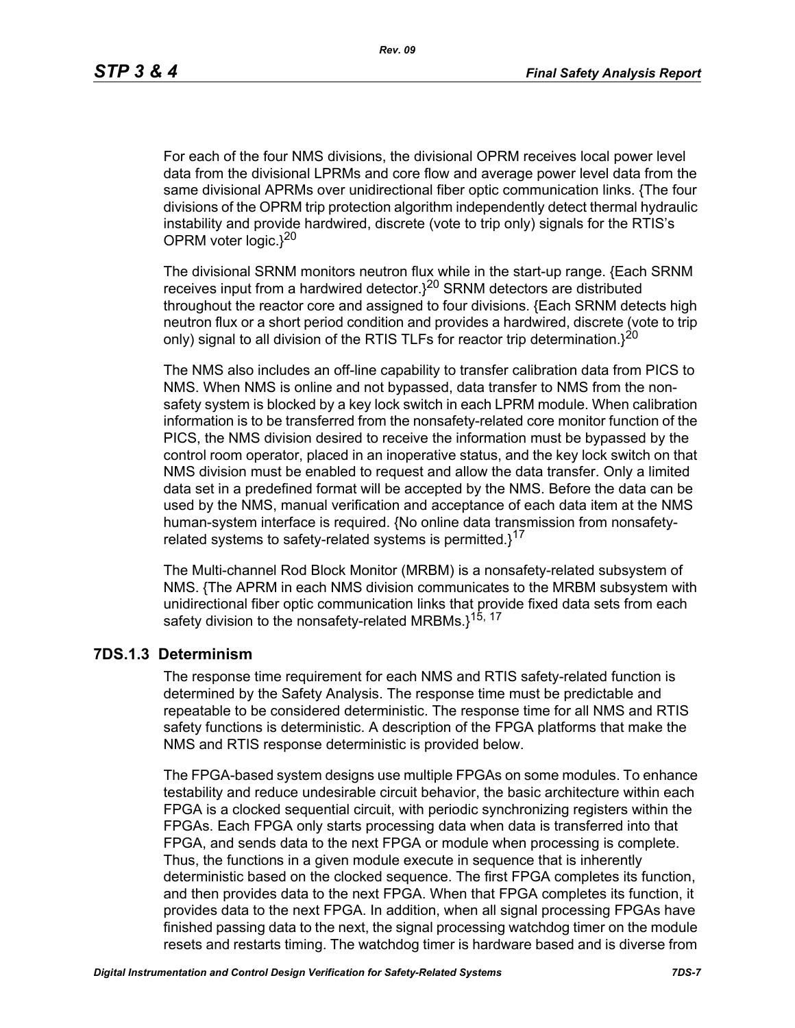For each of the four NMS divisions, the divisional OPRM receives local power level data from the divisional LPRMs and core flow and average power level data from the same divisional APRMs over unidirectional fiber optic communication links. {The four divisions of the OPRM trip protection algorithm independently detect thermal hydraulic instability and provide hardwired, discrete (vote to trip only) signals for the RTIS's OPRM voter logic.}[20]

The divisional SRNM monitors neutron flux while in the start-up range. {Each SRNM receives input from a hardwired detector.}[20] SRNM detectors are distributed throughout the reactor core and assigned to four divisions. {Each SRNM detects high neutron flux or a short period condition and provides a hardwired, discrete (vote to trip only) signal to all division of the RTIS TLFs for reactor trip determination.}[20]

The NMS also includes an off-line capability to transfer calibration data from PICS to NMS. When NMS is online and not bypassed, data transfer to NMS from the non-safety system is blocked by a key lock switch in each LPRM module. When calibration information is to be transferred from the nonsafety-related core monitor function of the PICS, the NMS division desired to receive the information must be bypassed by the control room operator, placed in an inoperative status, and the key lock switch on that NMS division must be enabled to request and allow the data transfer. Only a limited data set in a predefined format will be accepted by the NMS. Before the data can be used by the NMS, manual verification and acceptance of each data item at the NMS human-system interface is required. {No online data transmission from nonsafety-related systems to safety-related systems is permitted.}[17]

The Multi-channel Rod Block Monitor (MRBM) is a nonsafety-related subsystem of NMS. {The APRM in each NMS division communicates to the MRBM subsystem with unidirectional fiber optic communication links that provide fixed data sets from each safety division to the nonsafety-related MRBMs.}[15, 17]

### 7DS.1.3 Determinism

The response time requirement for each NMS and RTIS safety-related function is determined by the Safety Analysis. The response time must be predictable and repeatable to be considered deterministic. The response time for all NMS and RTIS safety functions is deterministic. A description of the FPGA platforms that make the NMS and RTIS response deterministic is provided below.

The FPGA-based system designs use multiple FPGAs on some modules. To enhance testability and reduce undesirable circuit behavior, the basic architecture within each FPGA is a clocked sequential circuit, with periodic synchronizing registers within the FPGAs. Each FPGA only starts processing data when data is transferred into that FPGA, and sends data to the next FPGA or module when processing is complete. Thus, the functions in a given module execute in sequence that is inherently deterministic based on the clocked sequence. The first FPGA completes its function, and then provides data to the next FPGA. When that FPGA completes its function, it provides data to the next FPGA. In addition, when all signal processing FPGAs have finished passing data to the next, the signal processing watchdog timer on the module resets and restarts timing. The watchdog timer is hardware based and is diverse from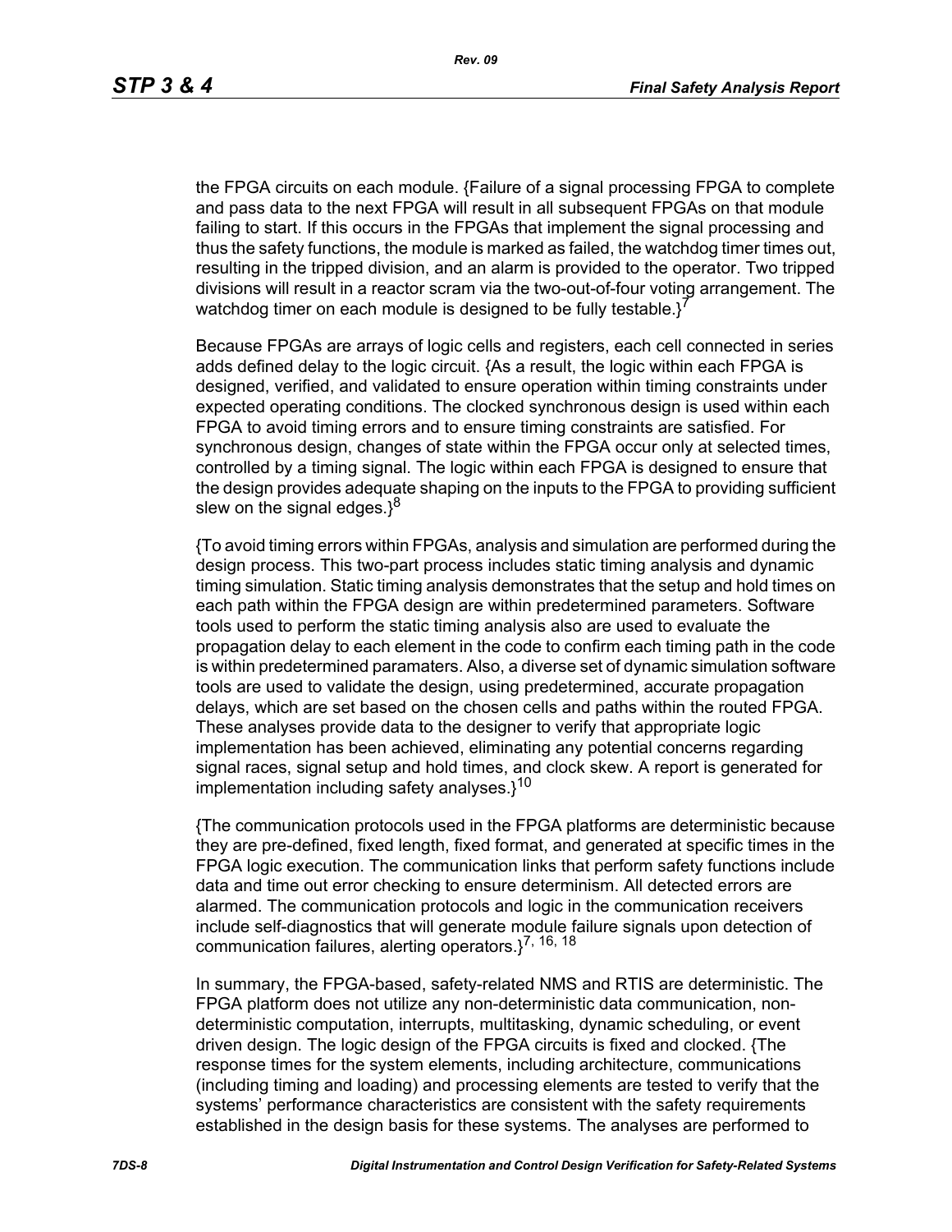the FPGA circuits on each module. {Failure of a signal processing FPGA to complete and pass data to the next FPGA will result in all subsequent FPGAs on that module failing to start. If this occurs in the FPGAs that implement the signal processing and thus the safety functions, the module is marked as failed, the watchdog timer times out, resulting in the tripped division, and an alarm is provided to the operator. Two tripped divisions will result in a reactor scram via the two-out-of-four voting arrangement. The watchdog timer on each module is designed to be fully testable.}[7]

Because FPGAs are arrays of logic cells and registers, each cell connected in series adds defined delay to the logic circuit. {As a result, the logic within each FPGA is designed, verified, and validated to ensure operation within timing constraints under expected operating conditions. The clocked synchronous design is used within each FPGA to avoid timing errors and to ensure timing constraints are satisfied. For synchronous design, changes of state within the FPGA occur only at selected times, controlled by a timing signal. The logic within each FPGA is designed to ensure that the design provides adequate shaping on the inputs to the FPGA to providing sufficient slew on the signal edges.}[8]

{To avoid timing errors within FPGAs, analysis and simulation are performed during the design process. This two-part process includes static timing analysis and dynamic timing simulation. Static timing analysis demonstrates that the setup and hold times on each path within the FPGA design are within predetermined parameters. Software tools used to perform the static timing analysis also are used to evaluate the propagation delay to each element in the code to confirm each timing path in the code is within predetermined paramaters. Also, a diverse set of dynamic simulation software tools are used to validate the design, using predetermined, accurate propagation delays, which are set based on the chosen cells and paths within the routed FPGA. These analyses provide data to the designer to verify that appropriate logic implementation has been achieved, eliminating any potential concerns regarding signal races, signal setup and hold times, and clock skew. A report is generated for implementation including safety analyses.}[10]

{The communication protocols used in the FPGA platforms are deterministic because they are pre-defined, fixed length, fixed format, and generated at specific times in the FPGA logic execution. The communication links that perform safety functions include data and time out error checking to ensure determinism. All detected errors are alarmed. The communication protocols and logic in the communication receivers include self-diagnostics that will generate module failure signals upon detection of communication failures, alerting operators.}[7, 16, 18]

In summary, the FPGA-based, safety-related NMS and RTIS are deterministic. The FPGA platform does not utilize any non-deterministic data communication, non-deterministic computation, interrupts, multitasking, dynamic scheduling, or event driven design. The logic design of the FPGA circuits is fixed and clocked. {The response times for the system elements, including architecture, communications (including timing and loading) and processing elements are tested to verify that the systems' performance characteristics are consistent with the safety requirements established in the design basis for these systems. The analyses are performed to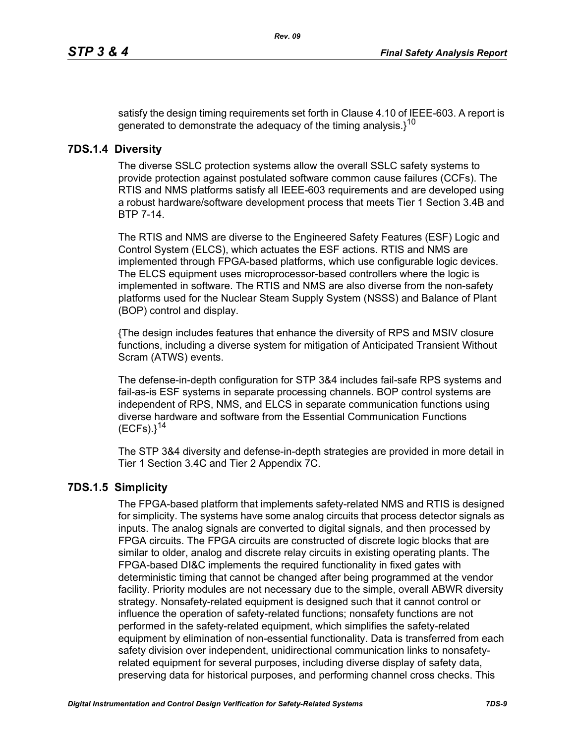satisfy the design timing requirements set forth in Clause 4.10 of IEEE-603. A report is generated to demonstrate the adequacy of the timing analysis.}[10]

### 7DS.1.4 Diversity

The diverse SSLC protection systems allow the overall SSLC safety systems to provide protection against postulated software common cause failures (CCFs). The RTIS and NMS platforms satisfy all IEEE-603 requirements and are developed using a robust hardware/software development process that meets Tier 1 Section 3.4B and BTP 7-14.

The RTIS and NMS are diverse to the Engineered Safety Features (ESF) Logic and Control System (ELCS), which actuates the ESF actions. RTIS and NMS are implemented through FPGA-based platforms, which use configurable logic devices. The ELCS equipment uses microprocessor-based controllers where the logic is implemented in software. The RTIS and NMS are also diverse from the non-safety platforms used for the Nuclear Steam Supply System (NSSS) and Balance of Plant (BOP) control and display.

{The design includes features that enhance the diversity of RPS and MSIV closure functions, including a diverse system for mitigation of Anticipated Transient Without Scram (ATWS) events.

The defense-in-depth configuration for STP 3&4 includes fail-safe RPS systems and fail-as-is ESF systems in separate processing channels. BOP control systems are independent of RPS, NMS, and ELCS in separate communication functions using diverse hardware and software from the Essential Communication Functions (ECFs).}[14]

The STP 3&4 diversity and defense-in-depth strategies are provided in more detail in Tier 1 Section 3.4C and Tier 2 Appendix 7C.

### 7DS.1.5 Simplicity

The FPGA-based platform that implements safety-related NMS and RTIS is designed for simplicity. The systems have some analog circuits that process detector signals as inputs. The analog signals are converted to digital signals, and then processed by FPGA circuits. The FPGA circuits are constructed of discrete logic blocks that are similar to older, analog and discrete relay circuits in existing operating plants. The FPGA-based DI&C implements the required functionality in fixed gates with deterministic timing that cannot be changed after being programmed at the vendor facility. Priority modules are not necessary due to the simple, overall ABWR diversity strategy. Nonsafety-related equipment is designed such that it cannot control or influence the operation of safety-related functions; nonsafety functions are not performed in the safety-related equipment, which simplifies the safety-related equipment by elimination of non-essential functionality. Data is transferred from each safety division over independent, unidirectional communication links to nonsafety-related equipment for several purposes, including diverse display of safety data, preserving data for historical purposes, and performing channel cross checks. This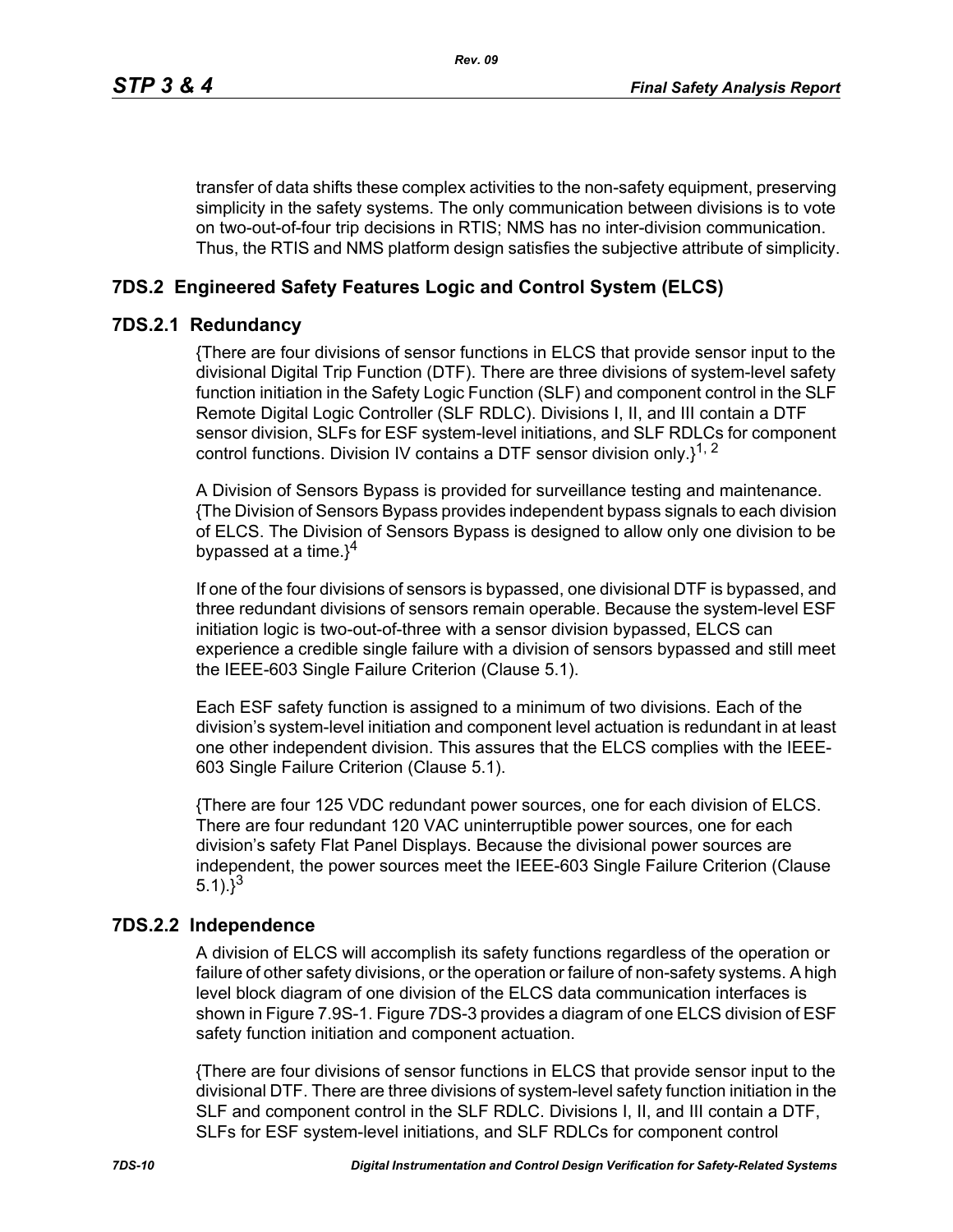transfer of data shifts these complex activities to the non-safety equipment, preserving simplicity in the safety systems. The only communication between divisions is to vote on two-out-of-four trip decisions in RTIS; NMS has no inter-division communication. Thus, the RTIS and NMS platform design satisfies the subjective attribute of simplicity.

## 7DS.2 Engineered Safety Features Logic and Control System (ELCS)

### 7DS.2.1 Redundancy

{There are four divisions of sensor functions in ELCS that provide sensor input to the divisional Digital Trip Function (DTF). There are three divisions of system-level safety function initiation in the Safety Logic Function (SLF) and component control in the SLF Remote Digital Logic Controller (SLF RDLC). Divisions I, II, and III contain a DTF sensor division, SLFs for ESF system-level initiations, and SLF RDLCs for component control functions. Division IV contains a DTF sensor division only.}[1, 2]

A Division of Sensors Bypass is provided for surveillance testing and maintenance. {The Division of Sensors Bypass provides independent bypass signals to each division of ELCS. The Division of Sensors Bypass is designed to allow only one division to be bypassed at a time.}[4]

If one of the four divisions of sensors is bypassed, one divisional DTF is bypassed, and three redundant divisions of sensors remain operable. Because the system-level ESF initiation logic is two-out-of-three with a sensor division bypassed, ELCS can experience a credible single failure with a division of sensors bypassed and still meet the IEEE-603 Single Failure Criterion (Clause 5.1).

Each ESF safety function is assigned to a minimum of two divisions. Each of the division's system-level initiation and component level actuation is redundant in at least one other independent division. This assures that the ELCS complies with the IEEE-603 Single Failure Criterion (Clause 5.1).

{There are four 125 VDC redundant power sources, one for each division of ELCS. There are four redundant 120 VAC uninterruptible power sources, one for each division's safety Flat Panel Displays. Because the divisional power sources are independent, the power sources meet the IEEE-603 Single Failure Criterion (Clause 5.1).}[3]

### 7DS.2.2 Independence

A division of ELCS will accomplish its safety functions regardless of the operation or failure of other safety divisions, or the operation or failure of non-safety systems. A high level block diagram of one division of the ELCS data communication interfaces is shown in Figure 7.9S-1. Figure 7DS-3 provides a diagram of one ELCS division of ESF safety function initiation and component actuation.

{There are four divisions of sensor functions in ELCS that provide sensor input to the divisional DTF. There are three divisions of system-level safety function initiation in the SLF and component control in the SLF RDLC. Divisions I, II, and III contain a DTF, SLFs for ESF system-level initiations, and SLF RDLCs for component control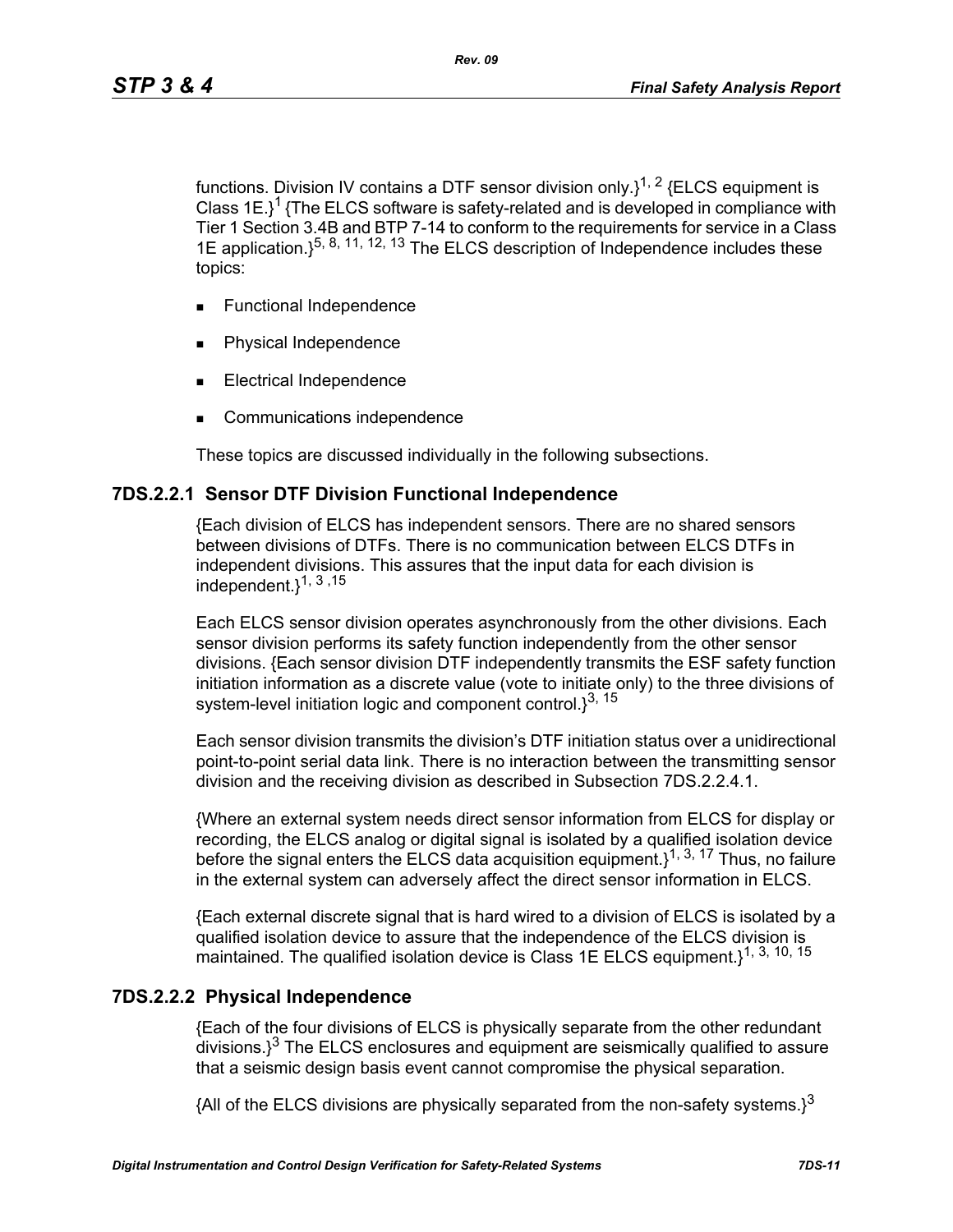functions. Division IV contains a DTF sensor division only.}[1, 2] {ELCS equipment is Class 1E.}[1] {The ELCS software is safety-related and is developed in compliance with Tier 1 Section 3.4B and BTP 7-14 to conform to the requirements for service in a Class 1E application.}[5, 8, 11, 12, 13] The ELCS description of Independence includes these topics:

- Functional Independence
- Physical Independence
- Electrical Independence
- Communications independence

These topics are discussed individually in the following subsections.

### 7DS.2.2.1 Sensor DTF Division Functional Independence

{Each division of ELCS has independent sensors. There are no shared sensors between divisions of DTFs. There is no communication between ELCS DTFs in independent divisions. This assures that the input data for each division is independent.}[1, 3 ,15]

Each ELCS sensor division operates asynchronously from the other divisions. Each sensor division performs its safety function independently from the other sensor divisions. {Each sensor division DTF independently transmits the ESF safety function initiation information as a discrete value (vote to initiate only) to the three divisions of system-level initiation logic and component control.}[3, 15]

Each sensor division transmits the division's DTF initiation status over a unidirectional point-to-point serial data link. There is no interaction between the transmitting sensor division and the receiving division as described in Subsection 7DS.2.2.4.1.

{Where an external system needs direct sensor information from ELCS for display or recording, the ELCS analog or digital signal is isolated by a qualified isolation device before the signal enters the ELCS data acquisition equipment.}[1, 3, 17] Thus, no failure in the external system can adversely affect the direct sensor information in ELCS.

{Each external discrete signal that is hard wired to a division of ELCS is isolated by a qualified isolation device to assure that the independence of the ELCS division is maintained. The qualified isolation device is Class 1E ELCS equipment.}[1, 3, 10, 15]

### 7DS.2.2.2 Physical Independence

{Each of the four divisions of ELCS is physically separate from the other redundant divisions.}[3] The ELCS enclosures and equipment are seismically qualified to assure that a seismic design basis event cannot compromise the physical separation.

{All of the ELCS divisions are physically separated from the non-safety systems.}[3]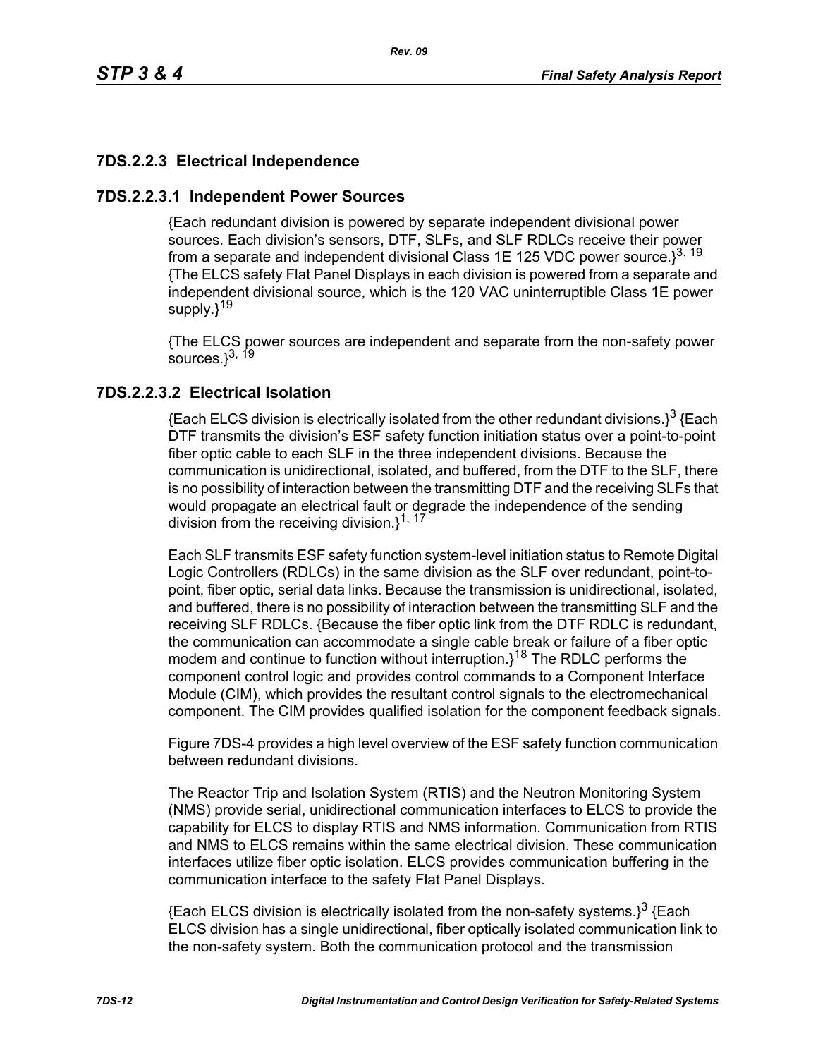### 7DS.2.2.3 Electrical Independence

#### 7DS.2.2.3.1 Independent Power Sources

{Each redundant division is powered by separate independent divisional power sources. Each division's sensors, DTF, SLFs, and SLF RDLCs receive their power from a separate and independent divisional Class 1E 125 VDC power source.}[3, 19] {The ELCS safety Flat Panel Displays in each division is powered from a separate and independent divisional source, which is the 120 VAC uninterruptible Class 1E power supply.}[19]

{The ELCS power sources are independent and separate from the non-safety power sources.}[3, 19]

#### 7DS.2.2.3.2 Electrical Isolation

{Each ELCS division is electrically isolated from the other redundant divisions.}[3] {Each DTF transmits the division's ESF safety function initiation status over a point-to-point fiber optic cable to each SLF in the three independent divisions. Because the communication is unidirectional, isolated, and buffered, from the DTF to the SLF, there is no possibility of interaction between the transmitting DTF and the receiving SLFs that would propagate an electrical fault or degrade the independence of the sending division from the receiving division.}[1, 17]

Each SLF transmits ESF safety function system-level initiation status to Remote Digital Logic Controllers (RDLCs) in the same division as the SLF over redundant, point-to-point, fiber optic, serial data links. Because the transmission is unidirectional, isolated, and buffered, there is no possibility of interaction between the transmitting SLF and the receiving SLF RDLCs. {Because the fiber optic link from the DTF RDLC is redundant, the communication can accommodate a single cable break or failure of a fiber optic modem and continue to function without interruption.}[18] The RDLC performs the component control logic and provides control commands to a Component Interface Module (CIM), which provides the resultant control signals to the electromechanical component. The CIM provides qualified isolation for the component feedback signals.

Figure 7DS-4 provides a high level overview of the ESF safety function communication between redundant divisions.

The Reactor Trip and Isolation System (RTIS) and the Neutron Monitoring System (NMS) provide serial, unidirectional communication interfaces to ELCS to provide the capability for ELCS to display RTIS and NMS information. Communication from RTIS and NMS to ELCS remains within the same electrical division. These communication interfaces utilize fiber optic isolation. ELCS provides communication buffering in the communication interface to the safety Flat Panel Displays.

{Each ELCS division is electrically isolated from the non-safety systems.}[3] {Each ELCS division has a single unidirectional, fiber optically isolated communication link to the non-safety system. Both the communication protocol and the transmission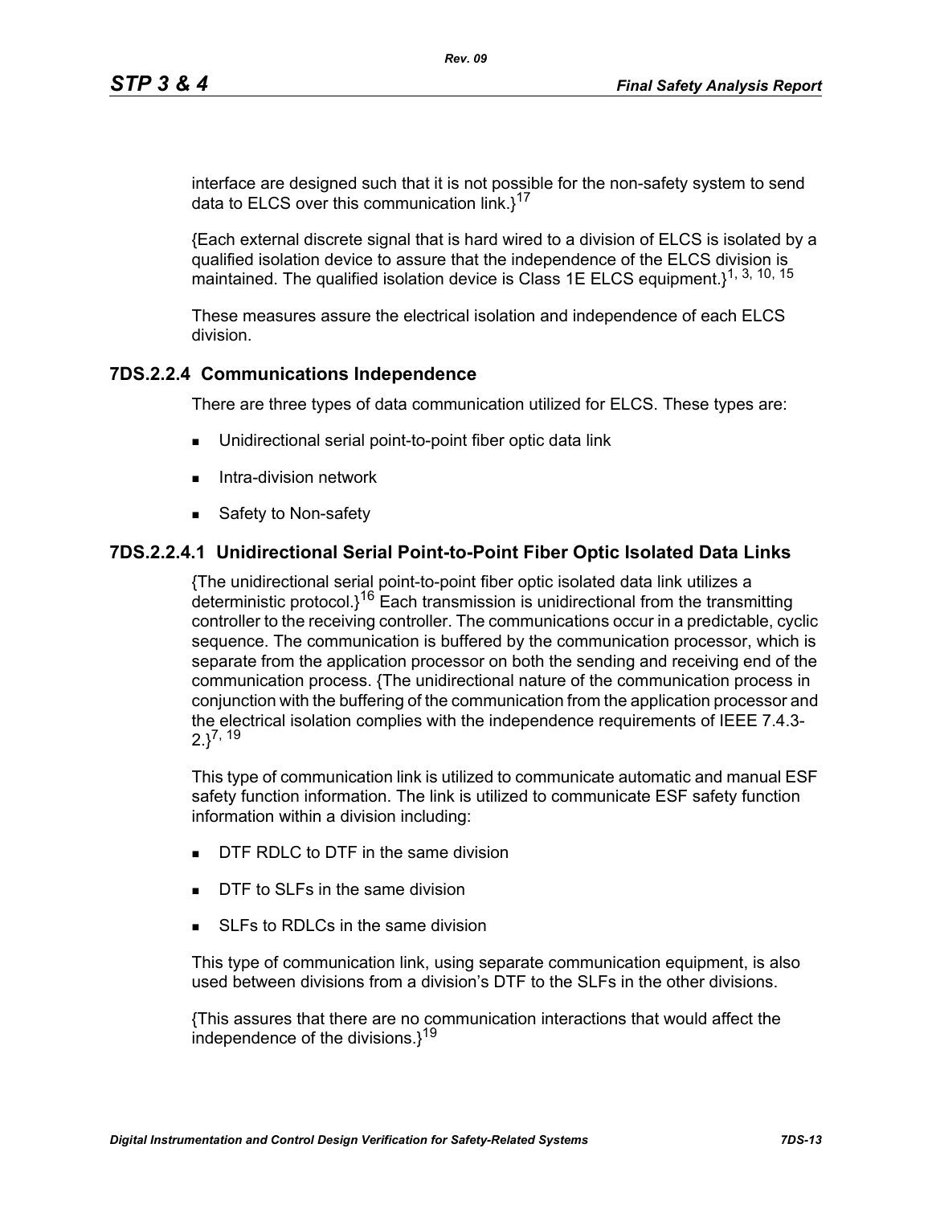interface are designed such that it is not possible for the non-safety system to send data to ELCS over this communication link.}[17]

{Each external discrete signal that is hard wired to a division of ELCS is isolated by a qualified isolation device to assure that the independence of the ELCS division is maintained. The qualified isolation device is Class 1E ELCS equipment.}[1, 3, 10, 15]

These measures assure the electrical isolation and independence of each ELCS division.

### 7DS.2.2.4 Communications Independence

There are three types of data communication utilized for ELCS. These types are:

- Unidirectional serial point-to-point fiber optic data link
- Intra-division network
- Safety to Non-safety

### 7DS.2.2.4.1 Unidirectional Serial Point-to-Point Fiber Optic Isolated Data Links

{The unidirectional serial point-to-point fiber optic isolated data link utilizes a deterministic protocol.}[16] Each transmission is unidirectional from the transmitting controller to the receiving controller. The communications occur in a predictable, cyclic sequence. The communication is buffered by the communication processor, which is separate from the application processor on both the sending and receiving end of the communication process. {The unidirectional nature of the communication process in conjunction with the buffering of the communication from the application processor and the electrical isolation complies with the independence requirements of IEEE 7.4.3-2.}[7, 19]

This type of communication link is utilized to communicate automatic and manual ESF safety function information. The link is utilized to communicate ESF safety function information within a division including:

- DTF RDLC to DTF in the same division
- DTF to SLFs in the same division
- SLFs to RDLCs in the same division

This type of communication link, using separate communication equipment, is also used between divisions from a division's DTF to the SLFs in the other divisions.

{This assures that there are no communication interactions that would affect the independence of the divisions.}[19]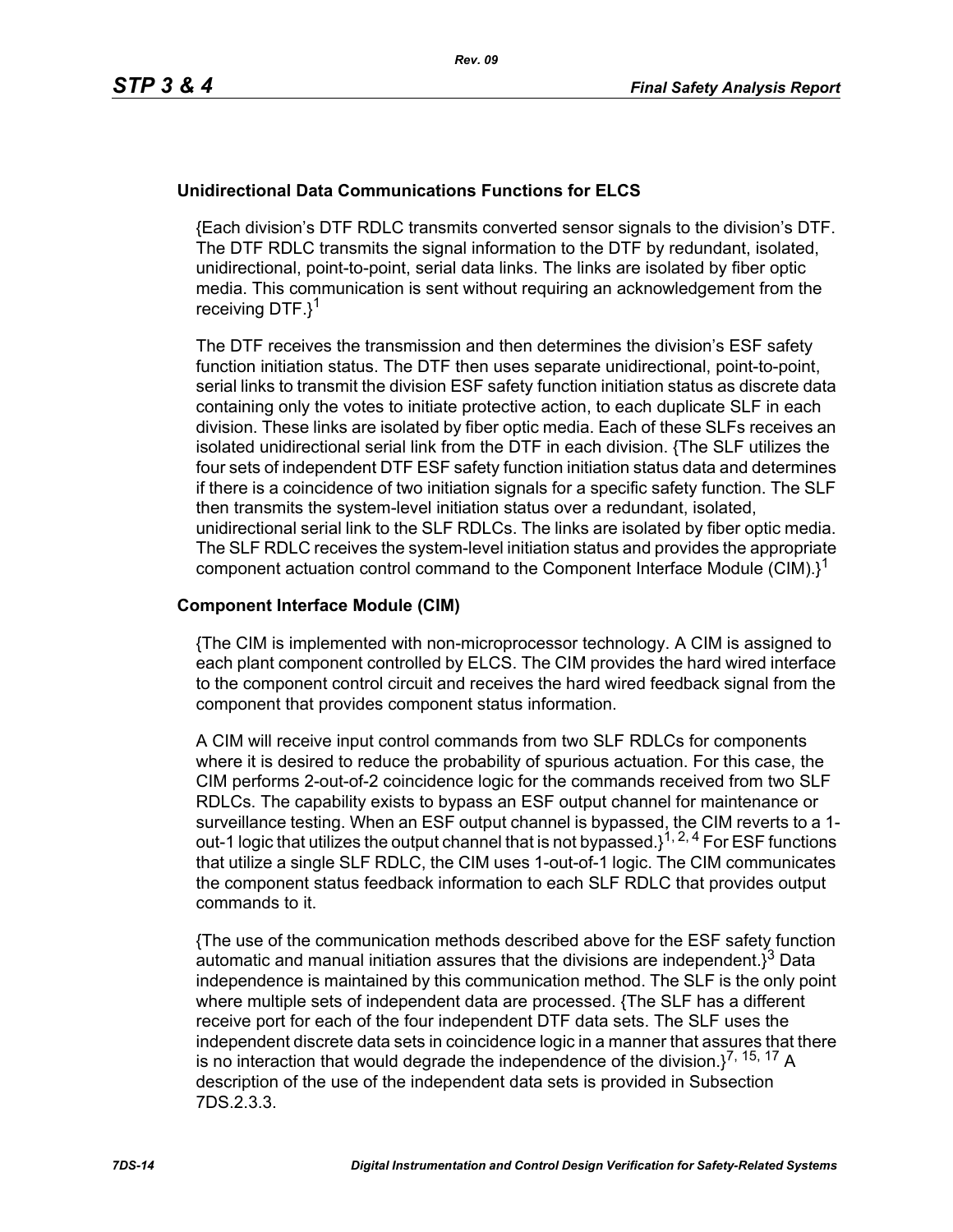### Unidirectional Data Communications Functions for ELCS

{Each division's DTF RDLC transmits converted sensor signals to the division's DTF. The DTF RDLC transmits the signal information to the DTF by redundant, isolated, unidirectional, point-to-point, serial data links. The links are isolated by fiber optic media. This communication is sent without requiring an acknowledgement from the receiving DTF.}[1]

The DTF receives the transmission and then determines the division's ESF safety function initiation status. The DTF then uses separate unidirectional, point-to-point, serial links to transmit the division ESF safety function initiation status as discrete data containing only the votes to initiate protective action, to each duplicate SLF in each division. These links are isolated by fiber optic media. Each of these SLFs receives an isolated unidirectional serial link from the DTF in each division. {The SLF utilizes the four sets of independent DTF ESF safety function initiation status data and determines if there is a coincidence of two initiation signals for a specific safety function. The SLF then transmits the system-level initiation status over a redundant, isolated, unidirectional serial link to the SLF RDLCs. The links are isolated by fiber optic media. The SLF RDLC receives the system-level initiation status and provides the appropriate component actuation control command to the Component Interface Module (CIM).}[1]

### Component Interface Module (CIM)

{The CIM is implemented with non-microprocessor technology. A CIM is assigned to each plant component controlled by ELCS. The CIM provides the hard wired interface to the component control circuit and receives the hard wired feedback signal from the component that provides component status information.

A CIM will receive input control commands from two SLF RDLCs for components where it is desired to reduce the probability of spurious actuation. For this case, the CIM performs 2-out-of-2 coincidence logic for the commands received from two SLF RDLCs. The capability exists to bypass an ESF output channel for maintenance or surveillance testing. When an ESF output channel is bypassed, the CIM reverts to a 1-out-1 logic that utilizes the output channel that is not bypassed.}[1, 2, 4] For ESF functions that utilize a single SLF RDLC, the CIM uses 1-out-of-1 logic. The CIM communicates the component status feedback information to each SLF RDLC that provides output commands to it.

{The use of the communication methods described above for the ESF safety function automatic and manual initiation assures that the divisions are independent.}[3] Data independence is maintained by this communication method. The SLF is the only point where multiple sets of independent data are processed. {The SLF has a different receive port for each of the four independent DTF data sets. The SLF uses the independent discrete data sets in coincidence logic in a manner that assures that there is no interaction that would degrade the independence of the division.}[7, 15, 17] A description of the use of the independent data sets is provided in Subsection 7DS.2.3.3.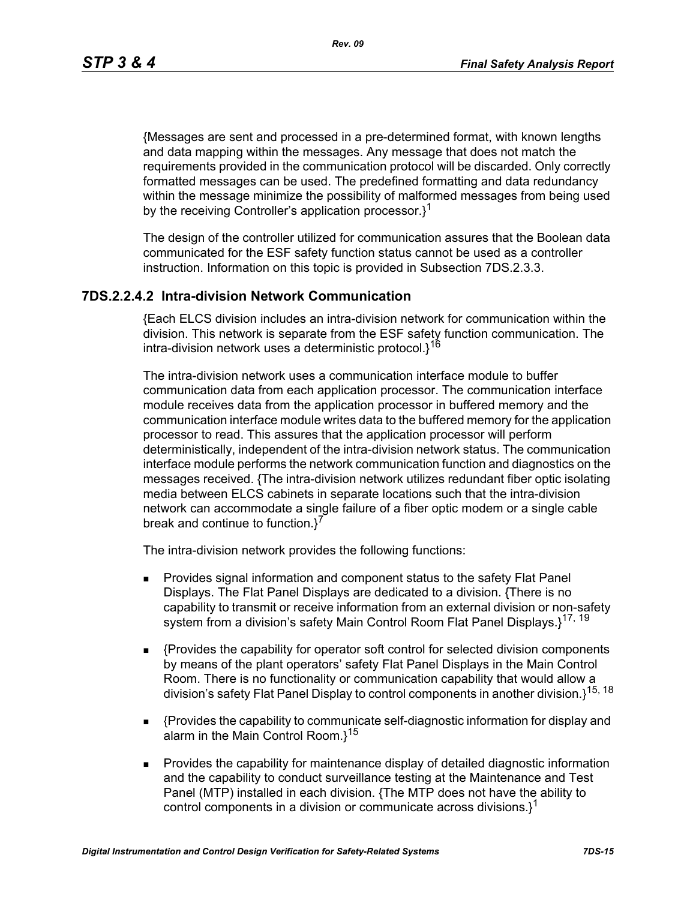{Messages are sent and processed in a pre-determined format, with known lengths and data mapping within the messages. Any message that does not match the requirements provided in the communication protocol will be discarded. Only correctly formatted messages can be used. The predefined formatting and data redundancy within the message minimize the possibility of malformed messages from being used by the receiving Controller's application processor.}[1]

The design of the controller utilized for communication assures that the Boolean data communicated for the ESF safety function status cannot be used as a controller instruction. Information on this topic is provided in Subsection 7DS.2.3.3.

### 7DS.2.2.4.2 Intra-division Network Communication

{Each ELCS division includes an intra-division network for communication within the division. This network is separate from the ESF safety function communication. The intra-division network uses a deterministic protocol.}[16]

The intra-division network uses a communication interface module to buffer communication data from each application processor. The communication interface module receives data from the application processor in buffered memory and the communication interface module writes data to the buffered memory for the application processor to read. This assures that the application processor will perform deterministically, independent of the intra-division network status. The communication interface module performs the network communication function and diagnostics on the messages received. {The intra-division network utilizes redundant fiber optic isolating media between ELCS cabinets in separate locations such that the intra-division network can accommodate a single failure of a fiber optic modem or a single cable break and continue to function.}[7]

The intra-division network provides the following functions:

- Provides signal information and component status to the safety Flat Panel Displays. The Flat Panel Displays are dedicated to a division. {There is no capability to transmit or receive information from an external division or non-safety system from a division's safety Main Control Room Flat Panel Displays.}[17, 19]
- {Provides the capability for operator soft control for selected division components by means of the plant operators' safety Flat Panel Displays in the Main Control Room. There is no functionality or communication capability that would allow a division's safety Flat Panel Display to control components in another division.}[15, 18]
- {Provides the capability to communicate self-diagnostic information for display and alarm in the Main Control Room.}[15]
- Provides the capability for maintenance display of detailed diagnostic information and the capability to conduct surveillance testing at the Maintenance and Test Panel (MTP) installed in each division. {The MTP does not have the ability to control components in a division or communicate across divisions.}[1]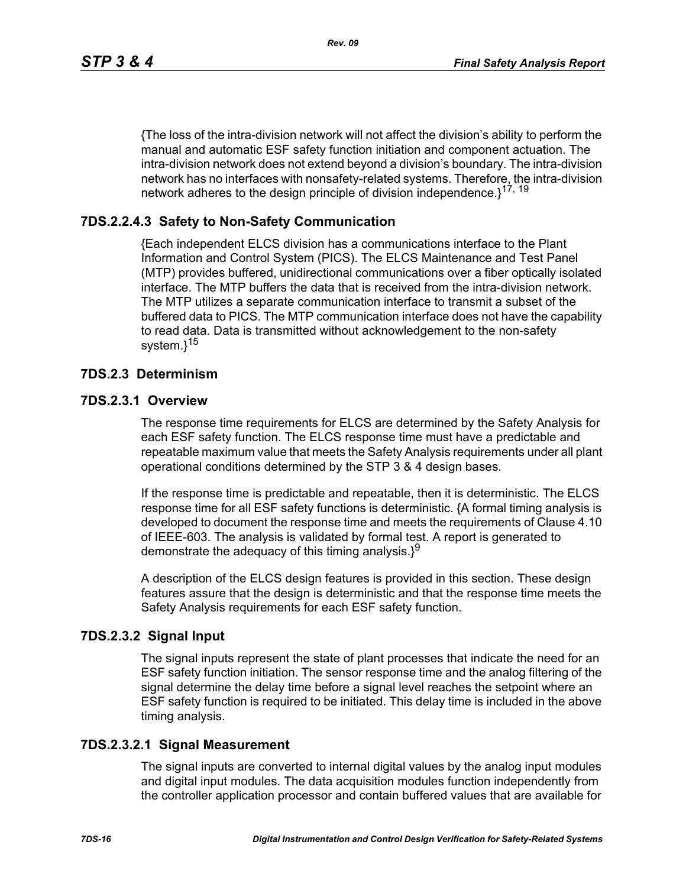{The loss of the intra-division network will not affect the division's ability to perform the manual and automatic ESF safety function initiation and component actuation. The intra-division network does not extend beyond a division's boundary. The intra-division network has no interfaces with nonsafety-related systems. Therefore, the intra-division network adheres to the design principle of division independence.}[17, 19]

### 7DS.2.2.4.3 Safety to Non-Safety Communication

{Each independent ELCS division has a communications interface to the Plant Information and Control System (PICS). The ELCS Maintenance and Test Panel (MTP) provides buffered, unidirectional communications over a fiber optically isolated interface. The MTP buffers the data that is received from the intra-division network. The MTP utilizes a separate communication interface to transmit a subset of the buffered data to PICS. The MTP communication interface does not have the capability to read data. Data is transmitted without acknowledgement to the non-safety system.}[15]

## 7DS.2.3 Determinism

### 7DS.2.3.1 Overview

The response time requirements for ELCS are determined by the Safety Analysis for each ESF safety function. The ELCS response time must have a predictable and repeatable maximum value that meets the Safety Analysis requirements under all plant operational conditions determined by the STP 3 & 4 design bases.

If the response time is predictable and repeatable, then it is deterministic. The ELCS response time for all ESF safety functions is deterministic. {A formal timing analysis is developed to document the response time and meets the requirements of Clause 4.10 of IEEE-603. The analysis is validated by formal test. A report is generated to demonstrate the adequacy of this timing analysis.}[9]

A description of the ELCS design features is provided in this section. These design features assure that the design is deterministic and that the response time meets the Safety Analysis requirements for each ESF safety function.

### 7DS.2.3.2 Signal Input

The signal inputs represent the state of plant processes that indicate the need for an ESF safety function initiation. The sensor response time and the analog filtering of the signal determine the delay time before a signal level reaches the setpoint where an ESF safety function is required to be initiated. This delay time is included in the above timing analysis.

### 7DS.2.3.2.1 Signal Measurement

The signal inputs are converted to internal digital values by the analog input modules and digital input modules. The data acquisition modules function independently from the controller application processor and contain buffered values that are available for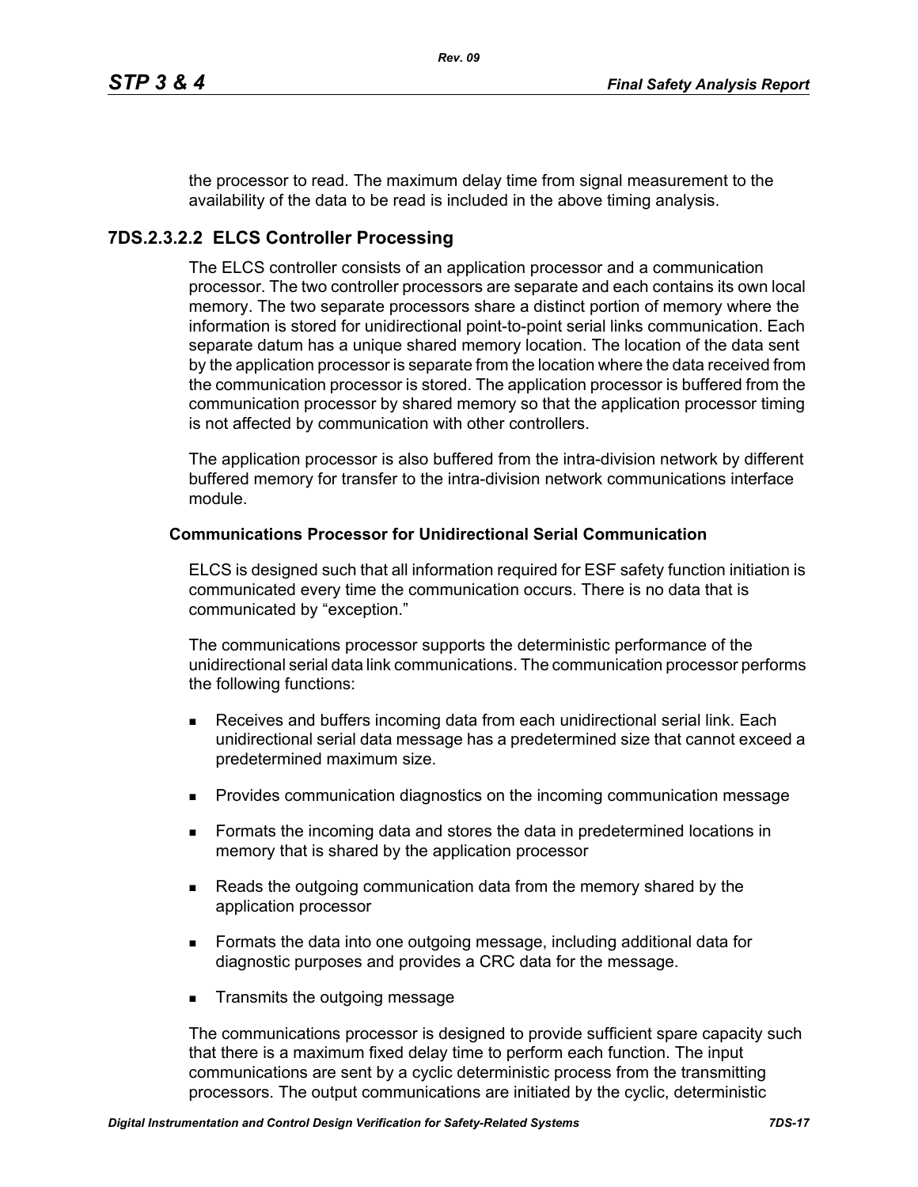the processor to read. The maximum delay time from signal measurement to the availability of the data to be read is included in the above timing analysis.

### 7DS.2.3.2.2 ELCS Controller Processing

The ELCS controller consists of an application processor and a communication processor. The two controller processors are separate and each contains its own local memory. The two separate processors share a distinct portion of memory where the information is stored for unidirectional point-to-point serial links communication. Each separate datum has a unique shared memory location. The location of the data sent by the application processor is separate from the location where the data received from the communication processor is stored. The application processor is buffered from the communication processor by shared memory so that the application processor timing is not affected by communication with other controllers.

The application processor is also buffered from the intra-division network by different buffered memory for transfer to the intra-division network communications interface module.

**Communications Processor for Unidirectional Serial Communication**

ELCS is designed such that all information required for ESF safety function initiation is communicated every time the communication occurs. There is no data that is communicated by "exception."

The communications processor supports the deterministic performance of the unidirectional serial data link communications. The communication processor performs the following functions:

- Receives and buffers incoming data from each unidirectional serial link. Each unidirectional serial data message has a predetermined size that cannot exceed a predetermined maximum size.
- Provides communication diagnostics on the incoming communication message
- Formats the incoming data and stores the data in predetermined locations in memory that is shared by the application processor
- Reads the outgoing communication data from the memory shared by the application processor
- Formats the data into one outgoing message, including additional data for diagnostic purposes and provides a CRC data for the message.
- Transmits the outgoing message

The communications processor is designed to provide sufficient spare capacity such that there is a maximum fixed delay time to perform each function. The input communications are sent by a cyclic deterministic process from the transmitting processors. The output communications are initiated by the cyclic, deterministic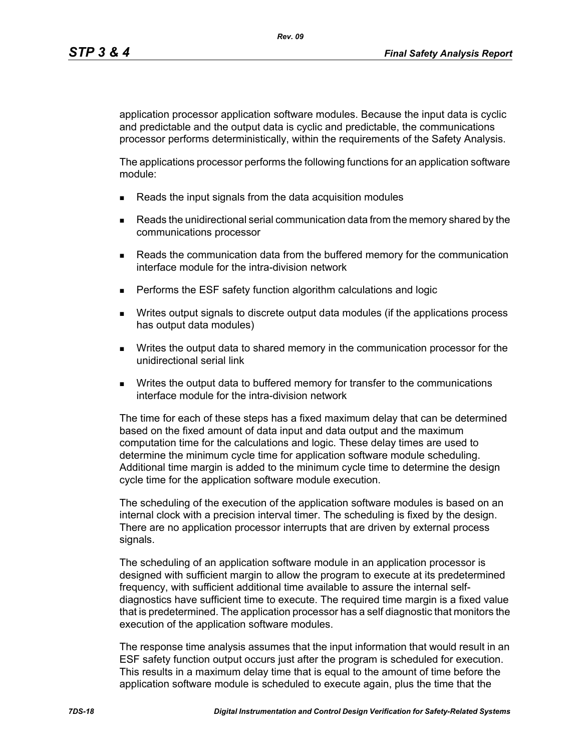application processor application software modules. Because the input data is cyclic and predictable and the output data is cyclic and predictable, the communications processor performs deterministically, within the requirements of the Safety Analysis.

The applications processor performs the following functions for an application software module:

- Reads the input signals from the data acquisition modules
- Reads the unidirectional serial communication data from the memory shared by the communications processor
- Reads the communication data from the buffered memory for the communication interface module for the intra-division network
- Performs the ESF safety function algorithm calculations and logic
- Writes output signals to discrete output data modules (if the applications process has output data modules)
- Writes the output data to shared memory in the communication processor for the unidirectional serial link
- Writes the output data to buffered memory for transfer to the communications interface module for the intra-division network

The time for each of these steps has a fixed maximum delay that can be determined based on the fixed amount of data input and data output and the maximum computation time for the calculations and logic. These delay times are used to determine the minimum cycle time for application software module scheduling. Additional time margin is added to the minimum cycle time to determine the design cycle time for the application software module execution.

The scheduling of the execution of the application software modules is based on an internal clock with a precision interval timer. The scheduling is fixed by the design. There are no application processor interrupts that are driven by external process signals.

The scheduling of an application software module in an application processor is designed with sufficient margin to allow the program to execute at its predetermined frequency, with sufficient additional time available to assure the internal self-diagnostics have sufficient time to execute. The required time margin is a fixed value that is predetermined. The application processor has a self diagnostic that monitors the execution of the application software modules.

The response time analysis assumes that the input information that would result in an ESF safety function output occurs just after the program is scheduled for execution. This results in a maximum delay time that is equal to the amount of time before the application software module is scheduled to execute again, plus the time that the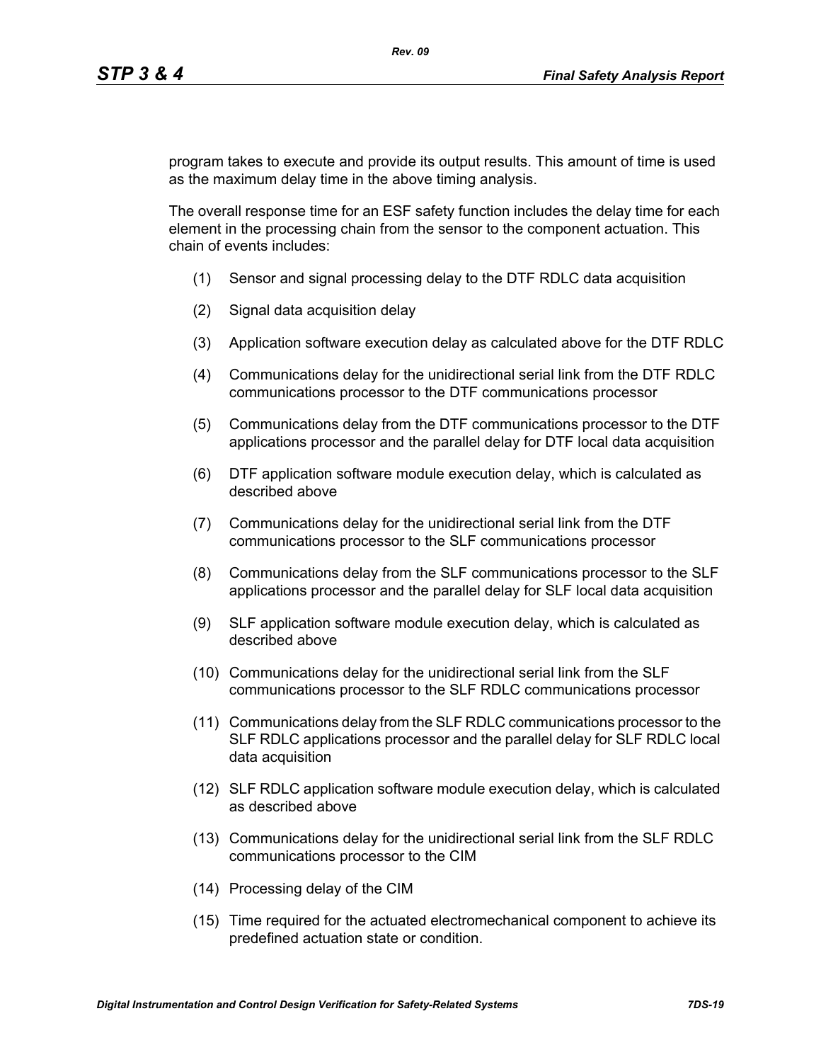program takes to execute and provide its output results. This amount of time is used as the maximum delay time in the above timing analysis.

The overall response time for an ESF safety function includes the delay time for each element in the processing chain from the sensor to the component actuation. This chain of events includes:

(1) Sensor and signal processing delay to the DTF RDLC data acquisition

(2) Signal data acquisition delay

(3) Application software execution delay as calculated above for the DTF RDLC

(4) Communications delay for the unidirectional serial link from the DTF RDLC communications processor to the DTF communications processor

(5) Communications delay from the DTF communications processor to the DTF applications processor and the parallel delay for DTF local data acquisition

(6) DTF application software module execution delay, which is calculated as described above

(7) Communications delay for the unidirectional serial link from the DTF communications processor to the SLF communications processor

(8) Communications delay from the SLF communications processor to the SLF applications processor and the parallel delay for SLF local data acquisition

(9) SLF application software module execution delay, which is calculated as described above

(10) Communications delay for the unidirectional serial link from the SLF communications processor to the SLF RDLC communications processor

(11) Communications delay from the SLF RDLC communications processor to the SLF RDLC applications processor and the parallel delay for SLF RDLC local data acquisition

(12) SLF RDLC application software module execution delay, which is calculated as described above

(13) Communications delay for the unidirectional serial link from the SLF RDLC communications processor to the CIM

(14) Processing delay of the CIM

(15) Time required for the actuated electromechanical component to achieve its predefined actuation state or condition.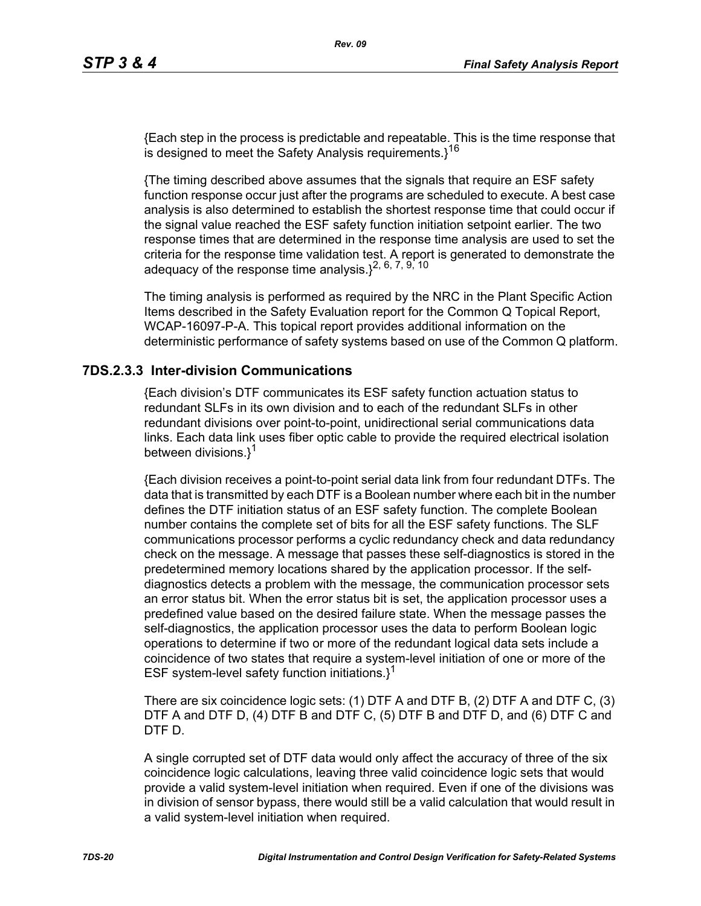{Each step in the process is predictable and repeatable. This is the time response that is designed to meet the Safety Analysis requirements.}[16]

{The timing described above assumes that the signals that require an ESF safety function response occur just after the programs are scheduled to execute. A best case analysis is also determined to establish the shortest response time that could occur if the signal value reached the ESF safety function initiation setpoint earlier. The two response times that are determined in the response time analysis are used to set the criteria for the response time validation test. A report is generated to demonstrate the adequacy of the response time analysis.}[2, 6, 7, 9, 10]

The timing analysis is performed as required by the NRC in the Plant Specific Action Items described in the Safety Evaluation report for the Common Q Topical Report, WCAP-16097-P-A. This topical report provides additional information on the deterministic performance of safety systems based on use of the Common Q platform.

### 7DS.2.3.3 Inter-division Communications

{Each division's DTF communicates its ESF safety function actuation status to redundant SLFs in its own division and to each of the redundant SLFs in other redundant divisions over point-to-point, unidirectional serial communications data links. Each data link uses fiber optic cable to provide the required electrical isolation between divisions.}[1]

{Each division receives a point-to-point serial data link from four redundant DTFs. The data that is transmitted by each DTF is a Boolean number where each bit in the number defines the DTF initiation status of an ESF safety function. The complete Boolean number contains the complete set of bits for all the ESF safety functions. The SLF communications processor performs a cyclic redundancy check and data redundancy check on the message. A message that passes these self-diagnostics is stored in the predetermined memory locations shared by the application processor. If the self-diagnostics detects a problem with the message, the communication processor sets an error status bit. When the error status bit is set, the application processor uses a predefined value based on the desired failure state. When the message passes the self-diagnostics, the application processor uses the data to perform Boolean logic operations to determine if two or more of the redundant logical data sets include a coincidence of two states that require a system-level initiation of one or more of the ESF system-level safety function initiations.}[1]

There are six coincidence logic sets: (1) DTF A and DTF B, (2) DTF A and DTF C, (3) DTF A and DTF D, (4) DTF B and DTF C, (5) DTF B and DTF D, and (6) DTF C and DTF D.

A single corrupted set of DTF data would only affect the accuracy of three of the six coincidence logic calculations, leaving three valid coincidence logic sets that would provide a valid system-level initiation when required. Even if one of the divisions was in division of sensor bypass, there would still be a valid calculation that would result in a valid system-level initiation when required.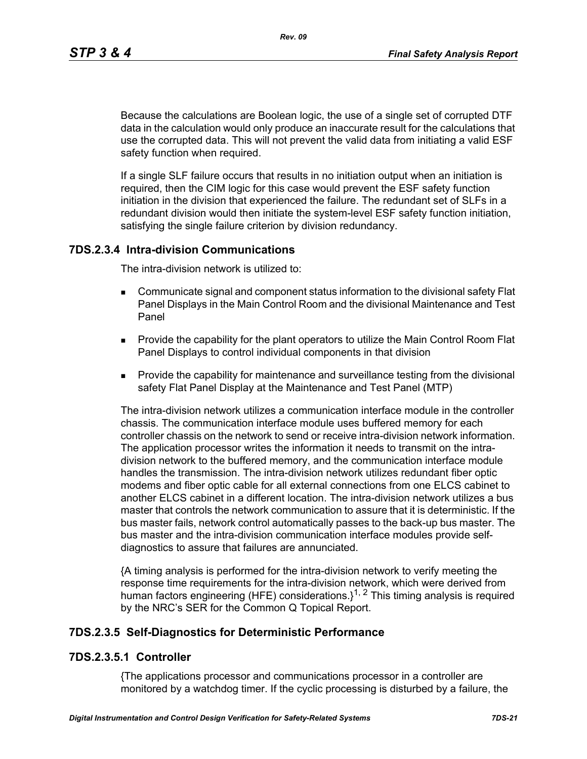Because the calculations are Boolean logic, the use of a single set of corrupted DTF data in the calculation would only produce an inaccurate result for the calculations that use the corrupted data. This will not prevent the valid data from initiating a valid ESF safety function when required.

If a single SLF failure occurs that results in no initiation output when an initiation is required, then the CIM logic for this case would prevent the ESF safety function initiation in the division that experienced the failure. The redundant set of SLFs in a redundant division would then initiate the system-level ESF safety function initiation, satisfying the single failure criterion by division redundancy.

### 7DS.2.3.4 Intra-division Communications

The intra-division network is utilized to:

- Communicate signal and component status information to the divisional safety Flat Panel Displays in the Main Control Room and the divisional Maintenance and Test Panel
- Provide the capability for the plant operators to utilize the Main Control Room Flat Panel Displays to control individual components in that division
- Provide the capability for maintenance and surveillance testing from the divisional safety Flat Panel Display at the Maintenance and Test Panel (MTP)

The intra-division network utilizes a communication interface module in the controller chassis. The communication interface module uses buffered memory for each controller chassis on the network to send or receive intra-division network information. The application processor writes the information it needs to transmit on the intra-division network to the buffered memory, and the communication interface module handles the transmission. The intra-division network utilizes redundant fiber optic modems and fiber optic cable for all external connections from one ELCS cabinet to another ELCS cabinet in a different location. The intra-division network utilizes a bus master that controls the network communication to assure that it is deterministic. If the bus master fails, network control automatically passes to the back-up bus master. The bus master and the intra-division communication interface modules provide self-diagnostics to assure that failures are annunciated.

{A timing analysis is performed for the intra-division network to verify meeting the response time requirements for the intra-division network, which were derived from human factors engineering (HFE) considerations.}[1, 2] This timing analysis is required by the NRC's SER for the Common Q Topical Report.

### 7DS.2.3.5 Self-Diagnostics for Deterministic Performance

#### 7DS.2.3.5.1 Controller

{The applications processor and communications processor in a controller are monitored by a watchdog timer. If the cyclic processing is disturbed by a failure, the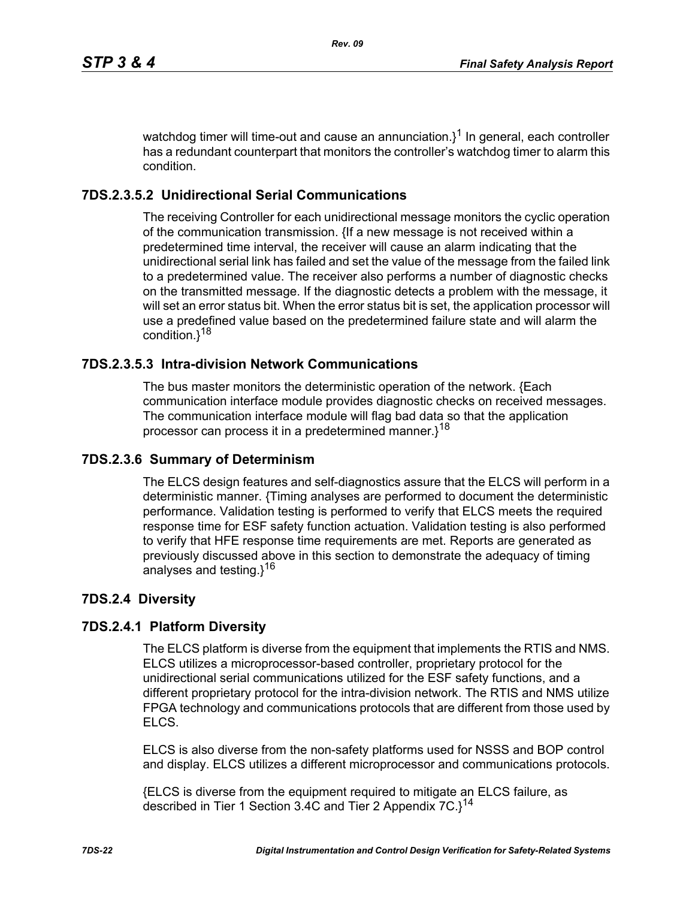watchdog timer will time-out and cause an annunciation.}[1] In general, each controller has a redundant counterpart that monitors the controller's watchdog timer to alarm this condition.

#### 7DS.2.3.5.2 Unidirectional Serial Communications

The receiving Controller for each unidirectional message monitors the cyclic operation of the communication transmission. {If a new message is not received within a predetermined time interval, the receiver will cause an alarm indicating that the unidirectional serial link has failed and set the value of the message from the failed link to a predetermined value. The receiver also performs a number of diagnostic checks on the transmitted message. If the diagnostic detects a problem with the message, it will set an error status bit. When the error status bit is set, the application processor will use a predefined value based on the predetermined failure state and will alarm the condition.}[18]

#### 7DS.2.3.5.3 Intra-division Network Communications

The bus master monitors the deterministic operation of the network. {Each communication interface module provides diagnostic checks on received messages. The communication interface module will flag bad data so that the application processor can process it in a predetermined manner.}[18]

### 7DS.2.3.6 Summary of Determinism

The ELCS design features and self-diagnostics assure that the ELCS will perform in a deterministic manner. {Timing analyses are performed to document the deterministic performance. Validation testing is performed to verify that ELCS meets the required response time for ESF safety function actuation. Validation testing is also performed to verify that HFE response time requirements are met. Reports are generated as previously discussed above in this section to demonstrate the adequacy of timing analyses and testing.}[16]

## 7DS.2.4 Diversity

### 7DS.2.4.1 Platform Diversity

The ELCS platform is diverse from the equipment that implements the RTIS and NMS. ELCS utilizes a microprocessor-based controller, proprietary protocol for the unidirectional serial communications utilized for the ESF safety functions, and a different proprietary protocol for the intra-division network. The RTIS and NMS utilize FPGA technology and communications protocols that are different from those used by ELCS.

ELCS is also diverse from the non-safety platforms used for NSSS and BOP control and display. ELCS utilizes a different microprocessor and communications protocols.

{ELCS is diverse from the equipment required to mitigate an ELCS failure, as described in Tier 1 Section 3.4C and Tier 2 Appendix 7C.}[14]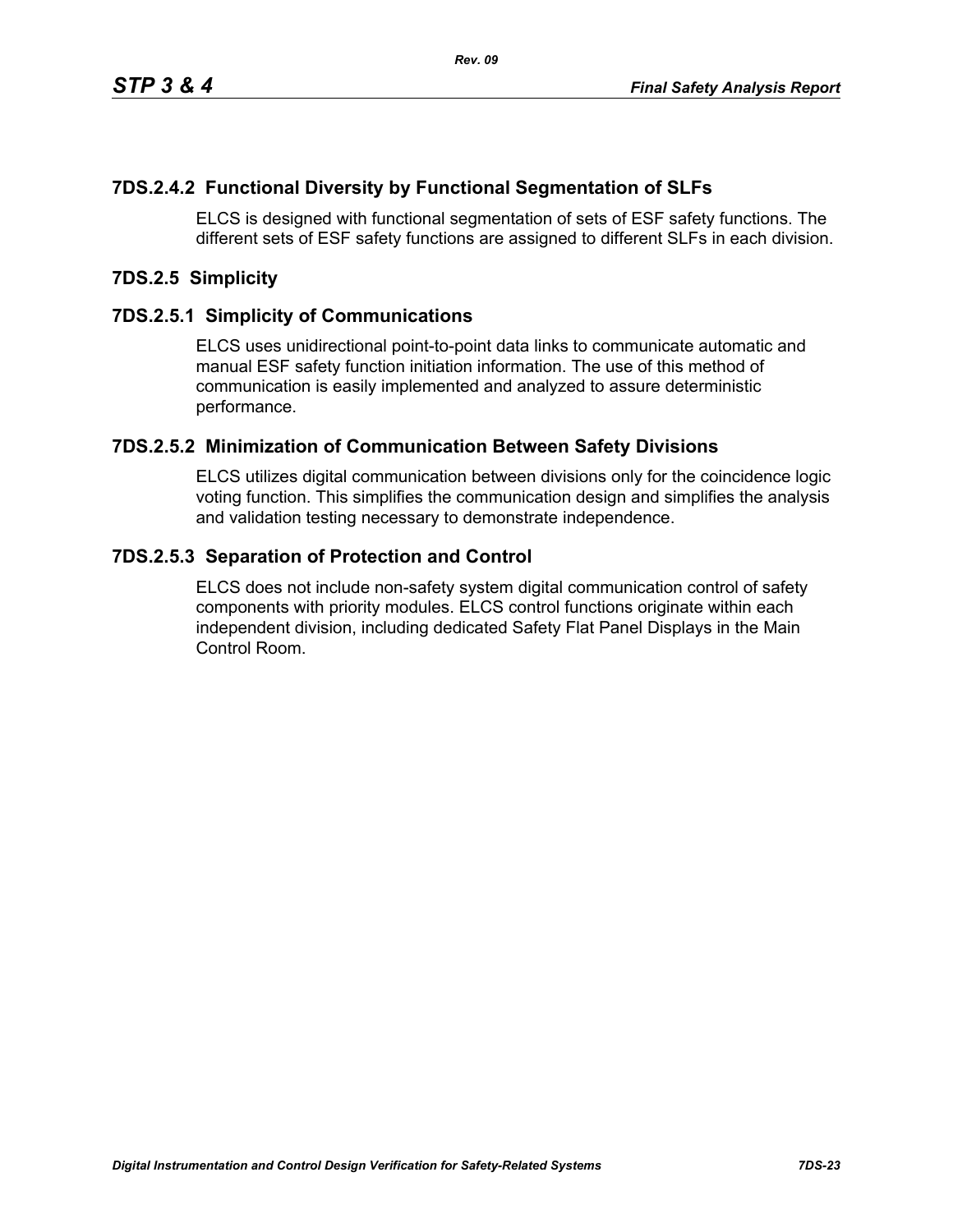### 7DS.2.4.2 Functional Diversity by Functional Segmentation of SLFs

ELCS is designed with functional segmentation of sets of ESF safety functions. The different sets of ESF safety functions are assigned to different SLFs in each division.

## 7DS.2.5 Simplicity

### 7DS.2.5.1 Simplicity of Communications

ELCS uses unidirectional point-to-point data links to communicate automatic and manual ESF safety function initiation information. The use of this method of communication is easily implemented and analyzed to assure deterministic performance.

### 7DS.2.5.2 Minimization of Communication Between Safety Divisions

ELCS utilizes digital communication between divisions only for the coincidence logic voting function. This simplifies the communication design and simplifies the analysis and validation testing necessary to demonstrate independence.

### 7DS.2.5.3 Separation of Protection and Control

ELCS does not include non-safety system digital communication control of safety components with priority modules. ELCS control functions originate within each independent division, including dedicated Safety Flat Panel Displays in the Main Control Room.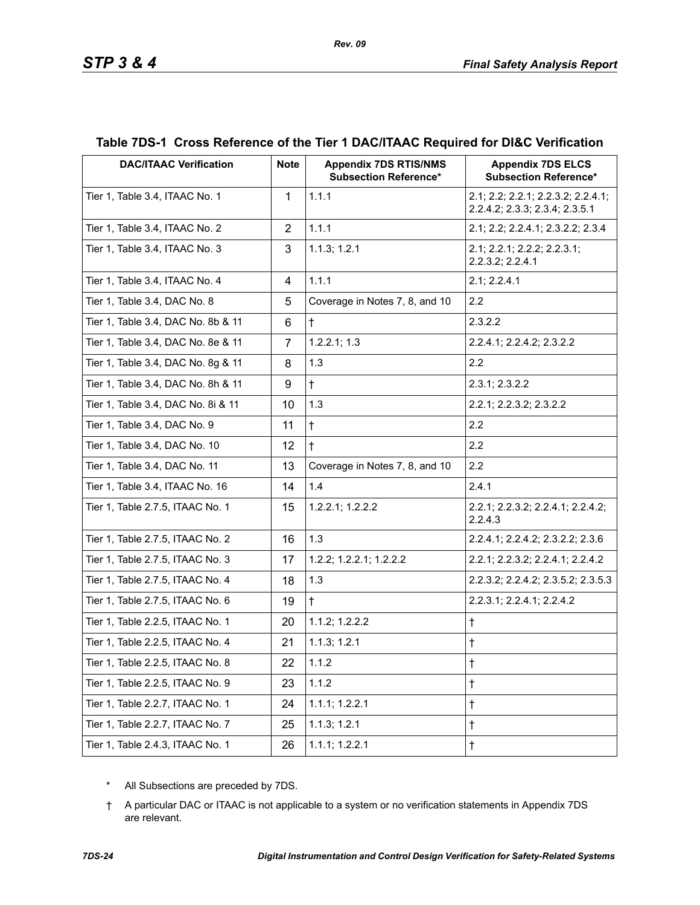## Table 7DS-1 Cross Reference of the Tier 1 DAC/ITAAC Required for DI&C Verification

| DAC/ITAAC Verification | Note | Appendix 7DS RTIS/NMS Subsection Reference* | Appendix 7DS ELCS Subsection Reference* |
|---|---|---|---|
| Tier 1, Table 3.4, ITAAC No. 1 | 1 | 1.1.1 | 2.1; 2.2; 2.2.1; 2.2.3.2; 2.2.4.1; 2.2.4.2; 2.3.3; 2.3.4; 2.3.5.1 |
| Tier 1, Table 3.4, ITAAC No. 2 | 2 | 1.1.1 | 2.1; 2.2; 2.2.4.1; 2.3.2.2; 2.3.4 |
| Tier 1, Table 3.4, ITAAC No. 3 | 3 | 1.1.3; 1.2.1 | 2.1; 2.2.1; 2.2.2; 2.2.3.1; 2.2.3.2; 2.2.4.1 |
| Tier 1, Table 3.4, ITAAC No. 4 | 4 | 1.1.1 | 2.1; 2.2.4.1 |
| Tier 1, Table 3.4, DAC No. 8 | 5 | Coverage in Notes 7, 8, and 10 | 2.2 |
| Tier 1, Table 3.4, DAC No. 8b & 11 | 6 | † | 2.3.2.2 |
| Tier 1, Table 3.4, DAC No. 8e & 11 | 7 | 1.2.2.1; 1.3 | 2.2.4.1; 2.2.4.2; 2.3.2.2 |
| Tier 1, Table 3.4, DAC No. 8g & 11 | 8 | 1.3 | 2.2 |
| Tier 1, Table 3.4, DAC No. 8h & 11 | 9 | † | 2.3.1; 2.3.2.2 |
| Tier 1, Table 3.4, DAC No. 8i & 11 | 10 | 1.3 | 2.2.1; 2.2.3.2; 2.3.2.2 |
| Tier 1, Table 3.4, DAC No. 9 | 11 | † | 2.2 |
| Tier 1, Table 3.4, DAC No. 10 | 12 | † | 2.2 |
| Tier 1, Table 3.4, DAC No. 11 | 13 | Coverage in Notes 7, 8, and 10 | 2.2 |
| Tier 1, Table 3.4, ITAAC No. 16 | 14 | 1.4 | 2.4.1 |
| Tier 1, Table 2.7.5, ITAAC No. 1 | 15 | 1.2.2.1; 1.2.2.2 | 2.2.1; 2.2.3.2; 2.2.4.1; 2.2.4.2; 2.2.4.3 |
| Tier 1, Table 2.7.5, ITAAC No. 2 | 16 | 1.3 | 2.2.4.1; 2.2.4.2; 2.3.2.2; 2.3.6 |
| Tier 1, Table 2.7.5, ITAAC No. 3 | 17 | 1.2.2; 1.2.2.1; 1.2.2.2 | 2.2.1; 2.2.3.2; 2.2.4.1; 2.2.4.2 |
| Tier 1, Table 2.7.5, ITAAC No. 4 | 18 | 1.3 | 2.2.3.2; 2.2.4.2; 2.3.5.2; 2.3.5.3 |
| Tier 1, Table 2.7.5, ITAAC No. 6 | 19 | † | 2.2.3.1; 2.2.4.1; 2.2.4.2 |
| Tier 1, Table 2.2.5, ITAAC No. 1 | 20 | 1.1.2; 1.2.2.2 | † |
| Tier 1, Table 2.2.5, ITAAC No. 4 | 21 | 1.1.3; 1.2.1 | † |
| Tier 1, Table 2.2.5, ITAAC No. 8 | 22 | 1.1.2 | † |
| Tier 1, Table 2.2.5, ITAAC No. 9 | 23 | 1.1.2 | † |
| Tier 1, Table 2.2.7, ITAAC No. 1 | 24 | 1.1.1; 1.2.2.1 | † |
| Tier 1, Table 2.2.7, ITAAC No. 7 | 25 | 1.1.3; 1.2.1 | † |
| Tier 1, Table 2.4.3, ITAAC No. 1 | 26 | 1.1.1; 1.2.2.1 | † |

\* All Subsections are preceded by 7DS.

† A particular DAC or ITAAC is not applicable to a system or no verification statements in Appendix 7DS are relevant.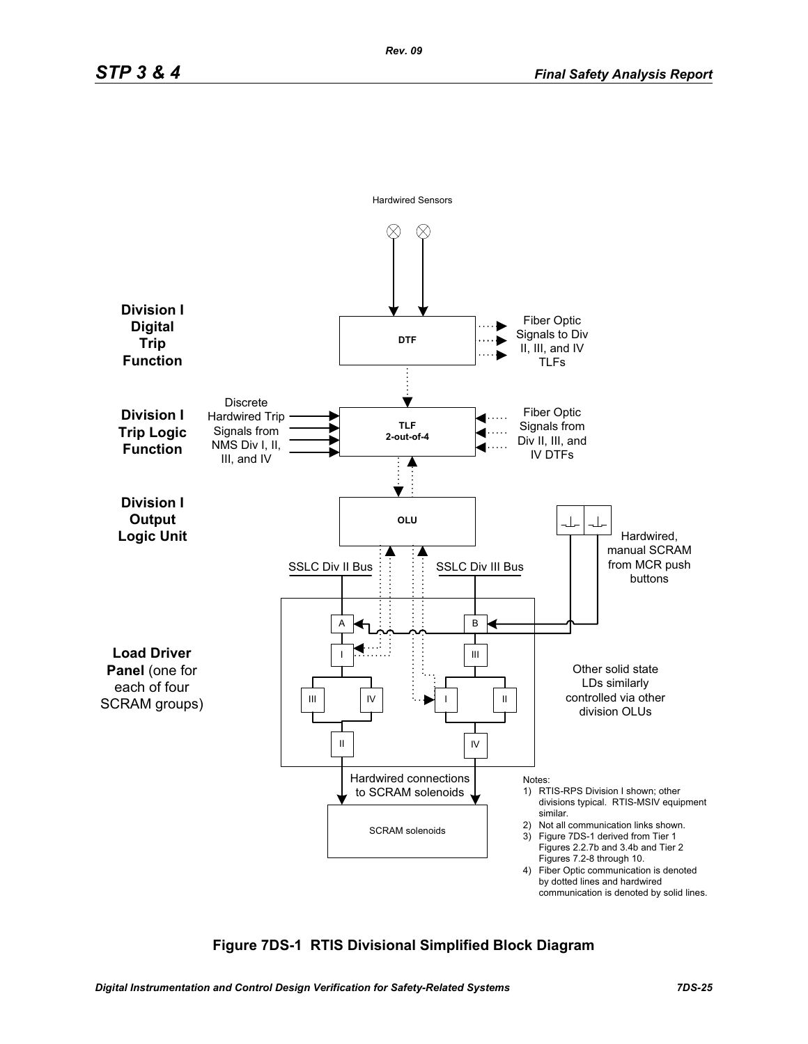Hardwired Sensors

**Division I Digital Trip Function**

DTF

Fiber Optic Signals to Div II, III, and IV TLFs

**Division I Trip Logic Function**

Discrete Hardwired Trip Signals from NMS Div I, II, III, and IV

TLF 2-out-of-4

Fiber Optic Signals from Div II, III, and IV DTFs

**Division I Output Logic Unit**

OLU

Hardwired, manual SCRAM from MCR push buttons

SSLC Div II Bus

SSLC Div III Bus

**Load Driver Panel** (one for each of four SCRAM groups)

A

B

I

III

III

IV

I

II

II

IV

Other solid state LDs similarly controlled via other division OLUs

Hardwired connections to SCRAM solenoids

SCRAM solenoids

Notes:

1) RTIS-RPS Division I shown; other divisions typical. RTIS-MSIV equipment similar.
2) Not all communication links shown.
3) Figure 7DS-1 derived from Tier 1 Figures 2.2.7b and 3.4b and Tier 2 Figures 7.2-8 through 10.
4) Fiber Optic communication is denoted by dotted lines and hardwired communication is denoted by solid lines.

**Figure 7DS-1 RTIS Divisional Simplified Block Diagram**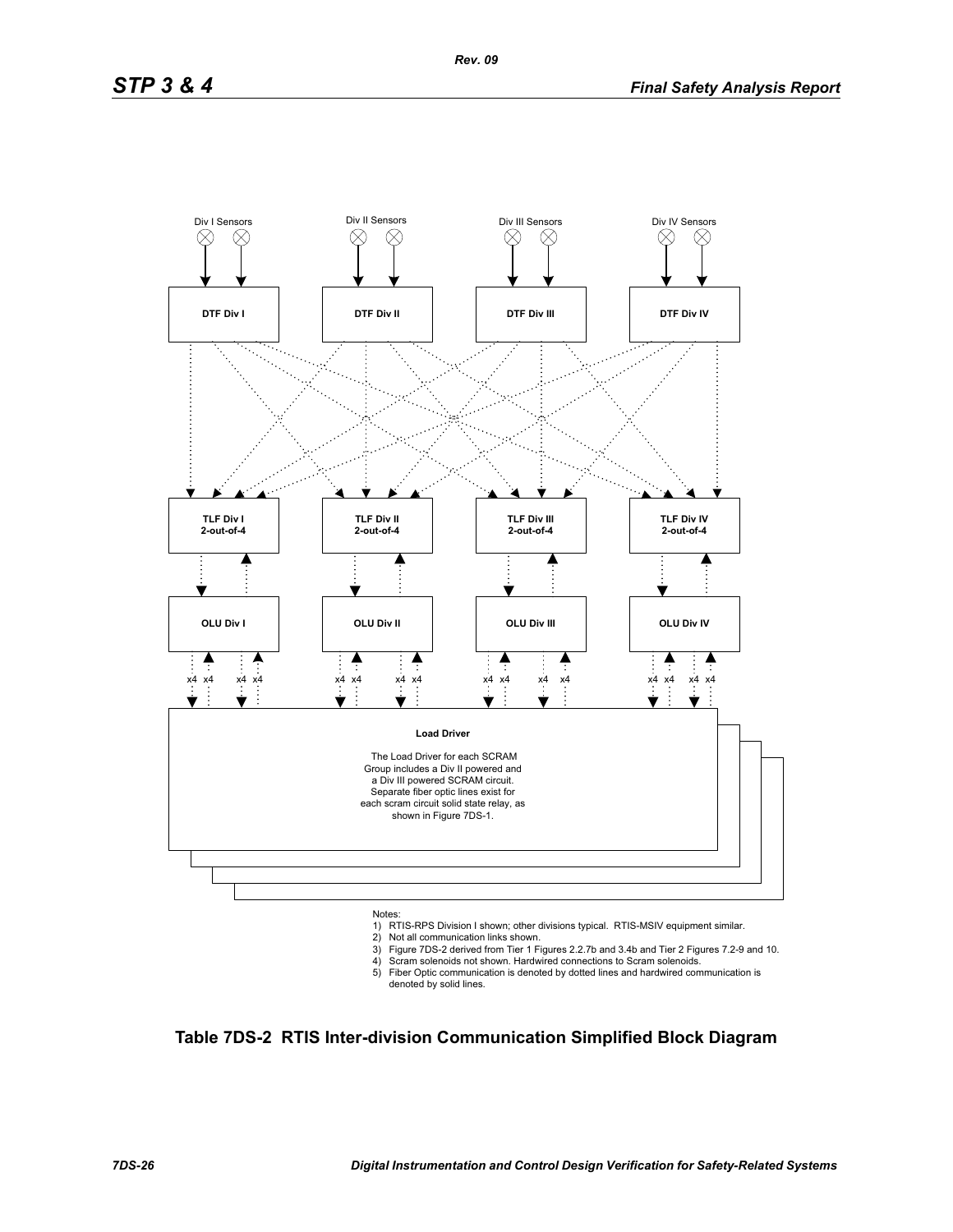Div I Sensors

Div II Sensors

Div III Sensors

Div IV Sensors

DTF Div I

DTF Div II

DTF Div III

DTF Div IV

TLF Div I
2-out-of-4

TLF Div II
2-out-of-4

TLF Div III
2-out-of-4

TLF Div IV
2-out-of-4

OLU Div I

OLU Div II

OLU Div III

OLU Div IV

x4 x4 x4 x4 x4 x4 x4 x4 x4 x4 x4 x4 x4 x4 x4 x4

**Load Driver**

The Load Driver for each SCRAM Group includes a Div II powered and a Div III powered SCRAM circuit. Separate fiber optic lines exist for each scram circuit solid state relay, as shown in Figure 7DS-1.

Notes:

1) RTIS-RPS Division I shown; other divisions typical. RTIS-MSIV equipment similar.
2) Not all communication links shown.
3) Figure 7DS-2 derived from Tier 1 Figures 2.2.7b and 3.4b and Tier 2 Figures 7.2-9 and 10.
4) Scram solenoids not shown. Hardwired connections to Scram solenoids.
5) Fiber Optic communication is denoted by dotted lines and hardwired communication is denoted by solid lines.

**Table 7DS-2 RTIS Inter-division Communication Simplified Block Diagram**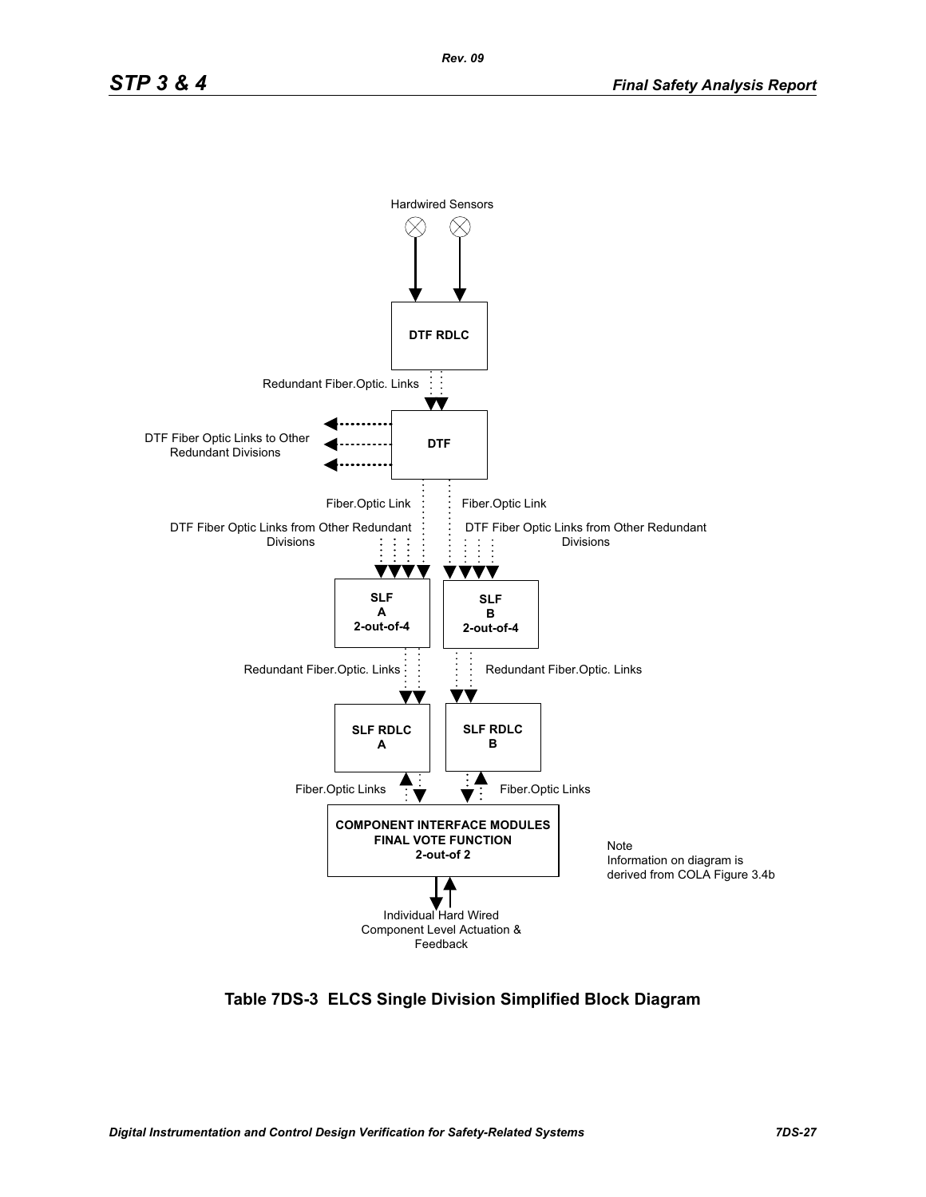Hardwired Sensors

DTF RDLC

Redundant Fiber.Optic. Links

DTF

DTF Fiber Optic Links to Other Redundant Divisions

Fiber.Optic Link

Fiber.Optic Link

DTF Fiber Optic Links from Other Redundant Divisions

DTF Fiber Optic Links from Other Redundant Divisions

**SLF A 2-out-of-4**

**SLF B 2-out-of-4**

Redundant Fiber.Optic. Links

Redundant Fiber.Optic. Links

**SLF RDLC A**

**SLF RDLC B**

Fiber.Optic Links

Fiber.Optic Links

**COMPONENT INTERFACE MODULES FINAL VOTE FUNCTION 2-out-of 2**

Note
Information on diagram is derived from COLA Figure 3.4b

Individual Hard Wired Component Level Actuation & Feedback

**Table 7DS-3 ELCS Single Division Simplified Block Diagram**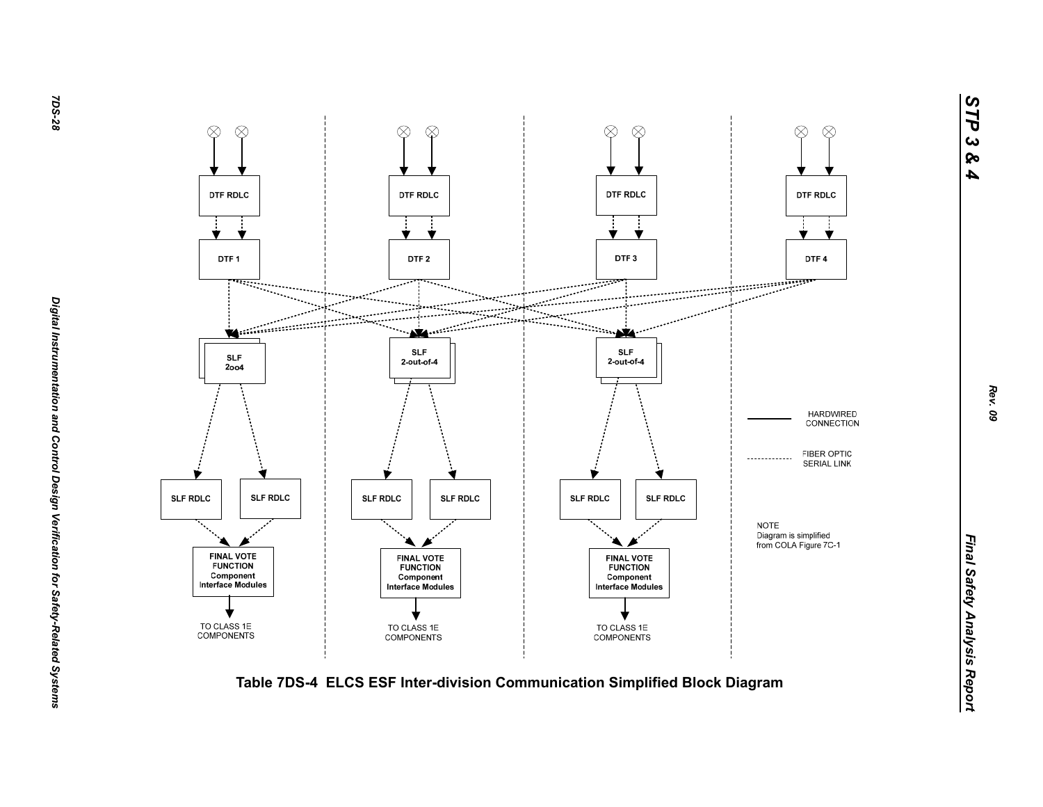DTF RDLC

DTF RDLC

DTF RDLC

DTF RDLC

DTF 1

DTF 2

DTF 3

DTF 4

SLF 2oo4

SLF 2-out-of-4

SLF 2-out-of-4

SLF RDLC

SLF RDLC

SLF RDLC

SLF RDLC

SLF RDLC

SLF RDLC

FINAL VOTE FUNCTION Component Interface Modules

FINAL VOTE FUNCTION Component Interface Modules

FINAL VOTE FUNCTION Component Interface Modules

TO CLASS 1E COMPONENTS

TO CLASS 1E COMPONENTS

TO CLASS 1E COMPONENTS

HARDWIRED CONNECTION

FIBER OPTIC SERIAL LINK

NOTE
Diagram is simplified from COLA Figure 7C-1

**Table 7DS-4 ELCS ESF Inter-division Communication Simplified Block Diagram**